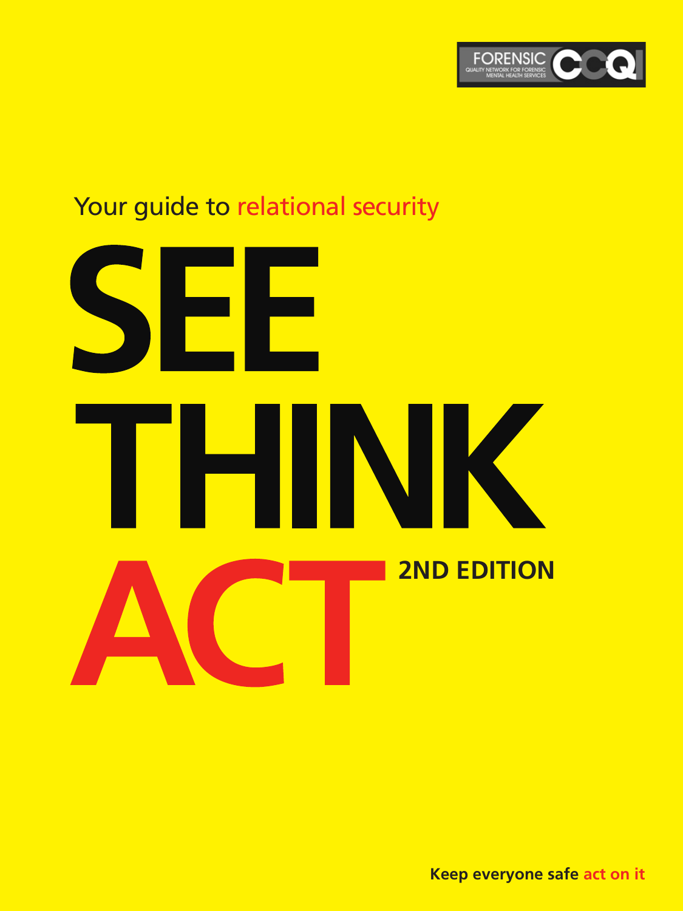FORENSIC CCQI

QUALITY NETWORK FOR FORENSIC MENTAL HEALTH SERVICES

Your guide to relational security

# SEE THINK ACT

**2ND EDITION**

**Keep everyone safe act on it**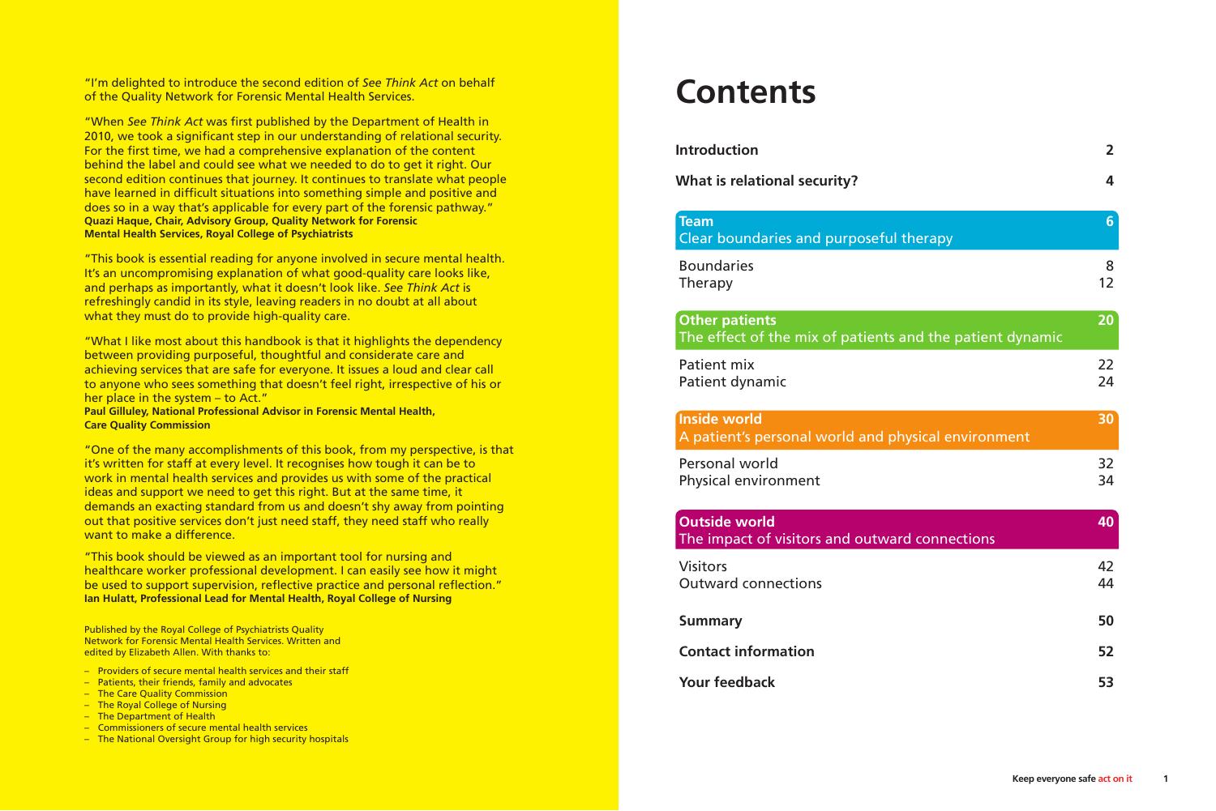"I'm delighted to introduce the second edition of *See Think Act* on behalf of the Quality Network for Forensic Mental Health Services.

"When *See Think Act* was first published by the Department of Health in 2010, we took a significant step in our understanding of relational security. For the first time, we had a comprehensive explanation of the content behind the label and could see what we needed to do to get it right. Our second edition continues that journey. It continues to translate what people have learned in difficult situations into something simple and positive and does so in a way that's applicable for every part of the forensic pathway."
**Quazi Haque, Chair, Advisory Group, Quality Network for Forensic Mental Health Services, Royal College of Psychiatrists**

"This book is essential reading for anyone involved in secure mental health. It's an uncompromising explanation of what good-quality care looks like, and perhaps as importantly, what it doesn't look like. *See Think Act* is refreshingly candid in its style, leaving readers in no doubt at all about what they must do to provide high-quality care.

"What I like most about this handbook is that it highlights the dependency between providing purposeful, thoughtful and considerate care and achieving services that are safe for everyone. It issues a loud and clear call to anyone who sees something that doesn't feel right, irrespective of his or her place in the system – to Act."
**Paul Gilluley, National Professional Advisor in Forensic Mental Health, Care Quality Commission**

"One of the many accomplishments of this book, from my perspective, is that it's written for staff at every level. It recognises how tough it can be to work in mental health services and provides us with some of the practical ideas and support we need to get this right. But at the same time, it demands an exacting standard from us and doesn't shy away from pointing out that positive services don't just need staff, they need staff who really want to make a difference.

"This book should be viewed as an important tool for nursing and healthcare worker professional development. I can easily see how it might be used to support supervision, reflective practice and personal reflection."
**Ian Hulatt, Professional Lead for Mental Health, Royal College of Nursing**

Published by the Royal College of Psychiatrists Quality Network for Forensic Mental Health Services. Written and edited by Elizabeth Allen. With thanks to:

- Providers of secure mental health services and their staff
- Patients, their friends, family and advocates
- The Care Quality Commission
- The Royal College of Nursing
- The Department of Health
- Commissioners of secure mental health services
- The National Oversight Group for high security hospitals

# Contents

| | |
|---|---|
| **Introduction** | **2** |
| **What is relational security?** | **4** |
| **Team** – Clear boundaries and purposeful therapy | **6** |
| Boundaries | 8 |
| Therapy | 12 |
| **Other patients** – The effect of the mix of patients and the patient dynamic | **20** |
| Patient mix | 22 |
| Patient dynamic | 24 |
| **Inside world** – A patient's personal world and physical environment | **30** |
| Personal world | 32 |
| Physical environment | 34 |
| **Outside world** – The impact of visitors and outward connections | **40** |
| Visitors | 42 |
| Outward connections | 44 |
| **Summary** | **50** |
| **Contact information** | **52** |
| **Your feedback** | **53** |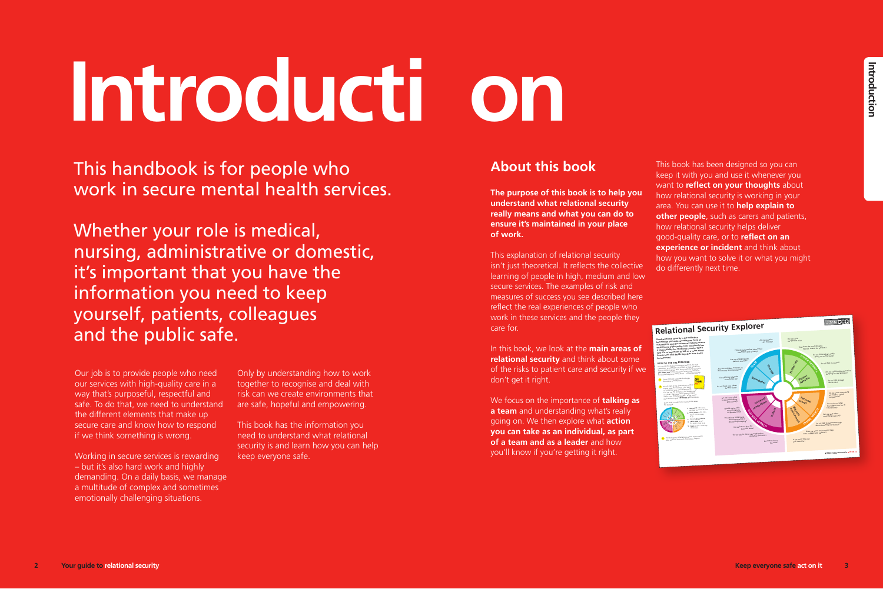# Introduction

This handbook is for people who work in secure mental health services.

Whether your role is medical, nursing, administrative or domestic, it's important that you have the information you need to keep yourself, patients, colleagues and the public safe.

Our job is to provide people who need our services with high-quality care in a way that's purposeful, respectful and safe. To do that, we need to understand the different elements that make up secure care and know how to respond if we think something is wrong.

Working in secure services is rewarding – but it's also hard work and highly demanding. On a daily basis, we manage a multitude of complex and sometimes emotionally challenging situations.

Only by understanding how to work together to recognise and deal with risk can we create environments that are safe, hopeful and empowering.

This book has the information you need to understand what relational security is and learn how you can help keep everyone safe.

## About this book

**The purpose of this book is to help you understand what relational security really means and what you can do to ensure it's maintained in your place of work.**

This explanation of relational security isn't just theoretical. It reflects the collective learning of people in high, medium and low secure services. The examples of risk and measures of success you see described here reflect the real experiences of people who work in these services and the people they care for.

In this book, we look at the **main areas of relational security** and think about some of the risks to patient care and security if we don't get it right.

We focus on the importance of **talking as a team** and understanding what's really going on. We then explore what **action you can take as an individual, as part of a team and as a leader** and how you'll know if you're getting it right.

This book has been designed so you can keep it with you and use it whenever you want to **reflect on your thoughts** about how relational security is working in your area. You can use it to **help explain to other people**, such as carers and patients, how relational security helps deliver good-quality care, or to **reflect on an experience or incident** and think about how you want to solve it or what you might do differently next time.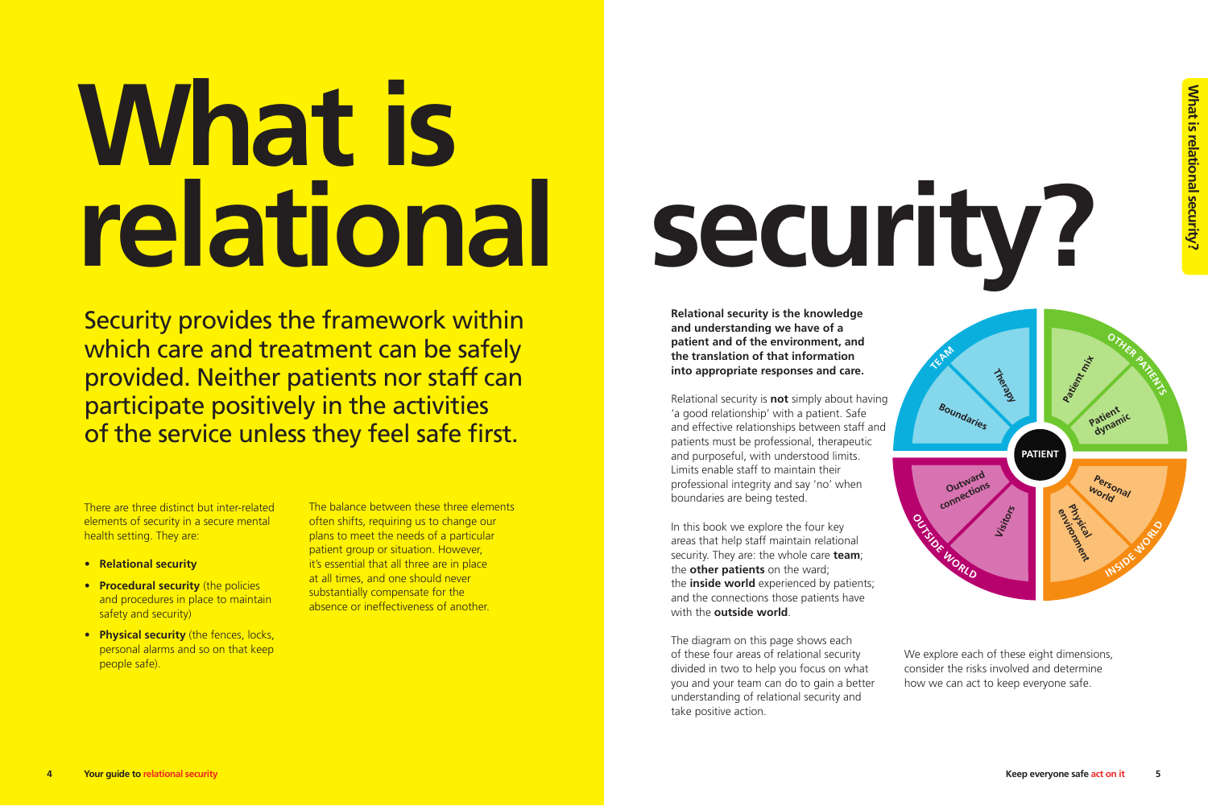# What is relational security?

Security provides the framework within which care and treatment can be safely provided. Neither patients nor staff can participate positively in the activities of the service unless they feel safe first.

There are three distinct but inter-related elements of security in a secure mental health setting. They are:

- **Relational security**
- **Procedural security** (the policies and procedures in place to maintain safety and security)
- **Physical security** (the fences, locks, personal alarms and so on that keep people safe).

The balance between these three elements often shifts, requiring us to change our plans to meet the needs of a particular patient group or situation. However, it's essential that all three are in place at all times, and one should never substantially compensate for the absence or ineffectiveness of another.

**Relational security is the knowledge and understanding we have of a patient and of the environment, and the translation of that information into appropriate responses and care.**

Relational security is **not** simply about having 'a good relationship' with a patient. Safe and effective relationships between staff and patients must be professional, therapeutic and purposeful, with understood limits. Limits enable staff to maintain their professional integrity and say 'no' when boundaries are being tested.

In this book we explore the four key areas that help staff maintain relational security. They are: the whole care **team**; the **other patients** on the ward; the **inside world** experienced by patients; and the connections those patients have with the **outside world**.

The diagram on this page shows each of these four areas of relational security divided in two to help you focus on what you and your team can do to gain a better understanding of relational security and take positive action.

PATIENT

- TEAM: Therapy, Boundaries
- OTHER PATIENTS: Patient mix, Patient dynamic
- INSIDE WORLD: Personal world, Physical environment
- OUTSIDE WORLD: Visitors, Outward connections

We explore each of these eight dimensions, consider the risks involved and determine how we can act to keep everyone safe.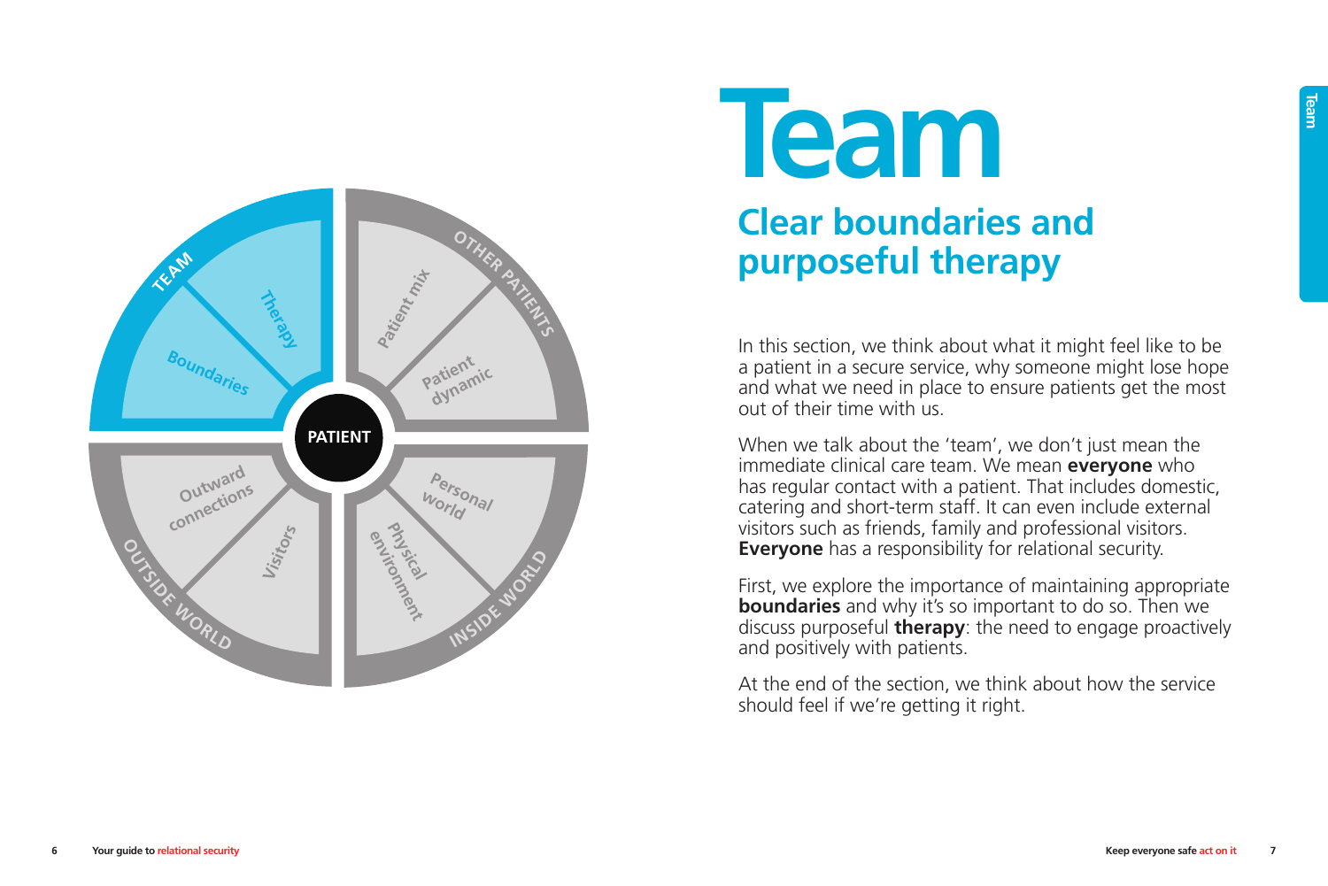# Team

## Clear boundaries and purposeful therapy

In this section, we think about what it might feel like to be a patient in a secure service, why someone might lose hope and what we need in place to ensure patients get the most out of their time with us.

When we talk about the 'team', we don't just mean the immediate clinical care team. We mean **everyone** who has regular contact with a patient. That includes domestic, catering and short-term staff. It can even include external visitors such as friends, family and professional visitors. **Everyone** has a responsibility for relational security.

First, we explore the importance of maintaining appropriate **boundaries** and why it's so important to do so. Then we discuss purposeful **therapy**: the need to engage proactively and positively with patients.

At the end of the section, we think about how the service should feel if we're getting it right.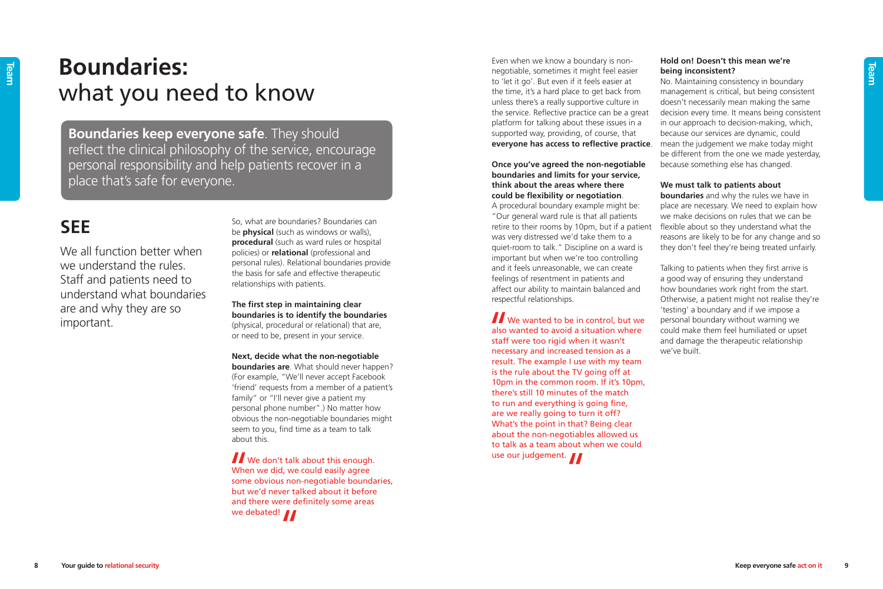# Boundaries: what you need to know

**Boundaries keep everyone safe**. They should reflect the clinical philosophy of the service, encourage personal responsibility and help patients recover in a place that's safe for everyone.

## SEE

We all function better when we understand the rules. Staff and patients need to understand what boundaries are and why they are so important.

So, what are boundaries? Boundaries can be **physical** (such as windows or walls), **procedural** (such as ward rules or hospital policies) or **relational** (professional and personal rules). Relational boundaries provide the basis for safe and effective therapeutic relationships with patients.

**The first step in maintaining clear boundaries is to identify the boundaries** (physical, procedural or relational) that are, or need to be, present in your service.

**Next, decide what the non-negotiable boundaries are**. What should never happen? (For example, "We'll never accept Facebook 'friend' requests from a member of a patient's family" or "I'll never give a patient my personal phone number".) No matter how obvious the non-negotiable boundaries might seem to you, find time as a team to talk about this.

> "We don't talk about this enough. When we did, we could easily agree some obvious non-negotiable boundaries, but we'd never talked about it before and there were definitely some areas we debated!"

Even when we know a boundary is non-negotiable, sometimes it might feel easier to 'let it go'. But even if it feels easier at the time, it's a hard place to get back from unless there's a really supportive culture in the service. Reflective practice can be a great platform for talking about these issues in a supported way, providing, of course, that **everyone has access to reflective practice**.

**Once you've agreed the non-negotiable boundaries and limits for your service, think about the areas where there could be flexibility or negotiation**. A procedural boundary example might be: "Our general ward rule is that all patients retire to their rooms by 10pm, but if a patient was very distressed we'd take them to a quiet-room to talk." Discipline on a ward is important but when we're too controlling and it feels unreasonable, we can create feelings of resentment in patients and affect our ability to maintain balanced and respectful relationships.

> "We wanted to be in control, but we also wanted to avoid a situation where staff were too rigid when it wasn't necessary and increased tension as a result. The example I use with my team is the rule about the TV going off at 10pm in the common room. If it's 10pm, there's still 10 minutes of the match to run and everything is going fine, are we really going to turn it off? What's the point in that? Being clear about the non-negotiables allowed us to talk as a team about when we could use our judgement."

**Hold on! Doesn't this mean we're being inconsistent?**
No. Maintaining consistency in boundary management is critical, but being consistent doesn't necessarily mean making the same decision every time. It means being consistent in our approach to decision-making, which, because our services are dynamic, could mean the judgement we make today might be different from the one we made yesterday, because something else has changed.

**We must talk to patients about boundaries** and why the rules we have in place are necessary. We need to explain how we make decisions on rules that we can be flexible about so they understand what the reasons are likely to be for any change and so they don't feel they're being treated unfairly.

Talking to patients when they first arrive is a good way of ensuring they understand how boundaries work right from the start. Otherwise, a patient might not realise they're 'testing' a boundary and if we impose a personal boundary without warning we could make them feel humiliated or upset and damage the therapeutic relationship we've built.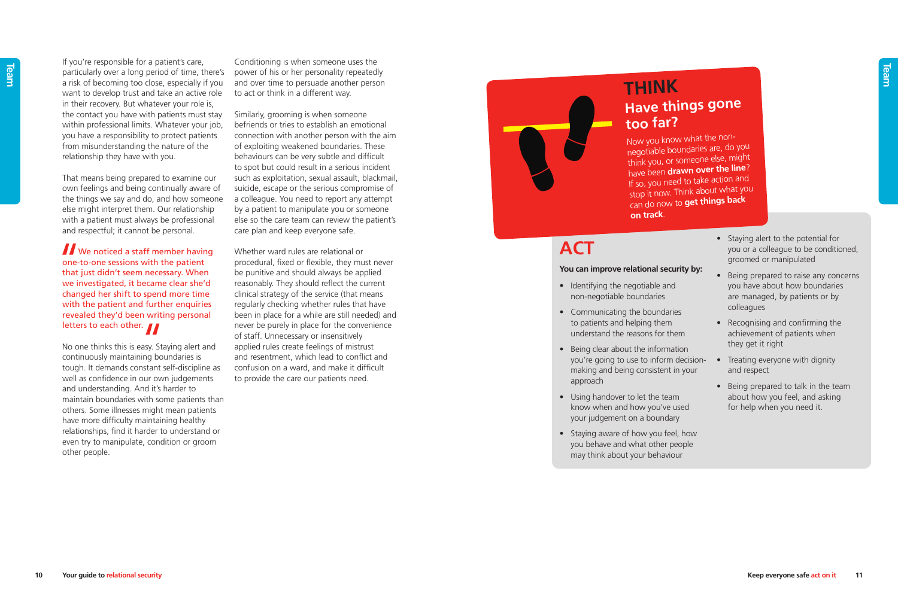If you're responsible for a patient's care, particularly over a long period of time, there's a risk of becoming too close, especially if you want to develop trust and take an active role in their recovery. But whatever your role is, the contact you have with patients must stay within professional limits. Whatever your job, you have a responsibility to protect patients from misunderstanding the nature of the relationship they have with you.

That means being prepared to examine our own feelings and being continually aware of the things we say and do, and how someone else might interpret them. Our relationship with a patient must always be professional and respectful; it cannot be personal.

> "We noticed a staff member having one-to-one sessions with the patient that just didn't seem necessary. When we investigated, it became clear she'd changed her shift to spend more time with the patient and further enquiries revealed they'd been writing personal letters to each other."

No one thinks this is easy. Staying alert and continuously maintaining boundaries is tough. It demands constant self-discipline as well as confidence in our own judgements and understanding. And it's harder to maintain boundaries with some patients than others. Some illnesses might mean patients have more difficulty maintaining healthy relationships, find it harder to understand or even try to manipulate, condition or groom other people.

Conditioning is when someone uses the power of his or her personality repeatedly and over time to persuade another person to act or think in a different way.

Similarly, grooming is when someone befriends or tries to establish an emotional connection with another person with the aim of exploiting weakened boundaries. These behaviours can be very subtle and difficult to spot but could result in a serious incident such as exploitation, sexual assault, blackmail, suicide, escape or the serious compromise of a colleague. You need to report any attempt by a patient to manipulate you or someone else so the care team can review the patient's care plan and keep everyone safe.

Whether ward rules are relational or procedural, fixed or flexible, they must never be punitive and should always be applied reasonably. They should reflect the current clinical strategy of the service (that means regularly checking whether rules that have been in place for a while are still needed) and never be purely in place for the convenience of staff. Unnecessary or insensitively applied rules create feelings of mistrust and resentment, which lead to conflict and confusion on a ward, and make it difficult to provide the care our patients need.

## THINK

### Have things gone too far?

Now you know what the non-negotiable boundaries are, do you think you, or someone else, might have been **drawn over the line**? If so, you need to take action and stop it now. Think about what you can do now to **get things back on track**.

## ACT

**You can improve relational security by:**

- Identifying the negotiable and non-negotiable boundaries
- Communicating the boundaries to patients and helping them understand the reasons for them
- Being clear about the information you're going to use to inform decision-making and being consistent in your approach
- Using handover to let the team know when and how you've used your judgement on a boundary
- Staying aware of how you feel, how you behave and what other people may think about your behaviour
- Staying alert to the potential for you or a colleague to be conditioned, groomed or manipulated
- Being prepared to raise any concerns you have about how boundaries are managed, by patients or by colleagues
- Recognising and confirming the achievement of patients when they get it right
- Treating everyone with dignity and respect
- Being prepared to talk in the team about how you feel, and asking for help when you need it.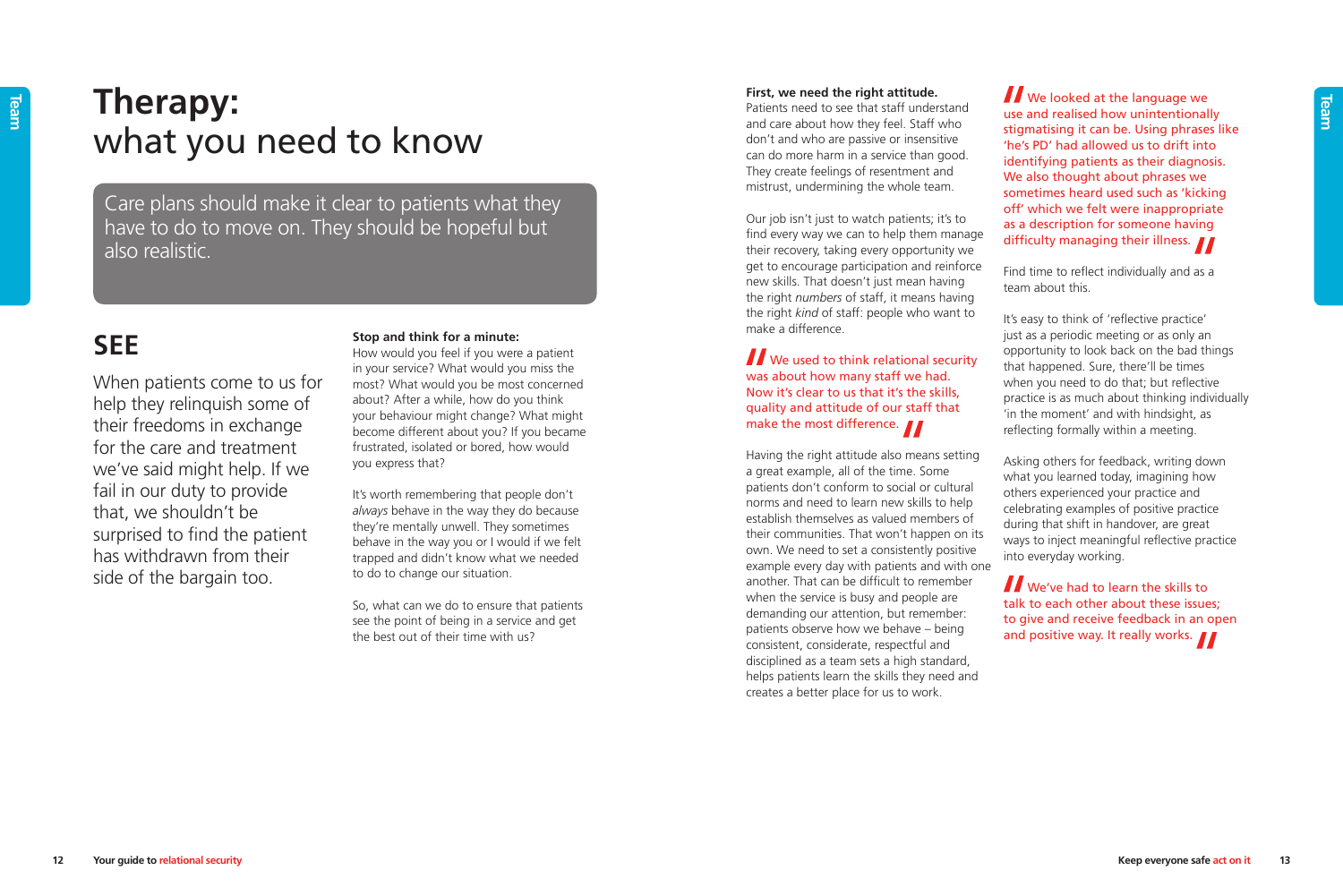# Therapy: what you need to know

Care plans should make it clear to patients what they have to do to move on. They should be hopeful but also realistic.

## SEE

When patients come to us for help they relinquish some of their freedoms in exchange for the care and treatment we've said might help. If we fail in our duty to provide that, we shouldn't be surprised to find the patient has withdrawn from their side of the bargain too.

**Stop and think for a minute:**
How would you feel if you were a patient in your service? What would you miss the most? What would you be most concerned about? After a while, how do you think your behaviour might change? What might become different about you? If you became frustrated, isolated or bored, how would you express that?

It's worth remembering that people don't *always* behave in the way they do because they're mentally unwell. They sometimes behave in the way you or I would if we felt trapped and didn't know what we needed to do to change our situation.

So, what can we do to ensure that patients see the point of being in a service and get the best out of their time with us?

**First, we need the right attitude.**
Patients need to see that staff understand and care about how they feel. Staff who don't and who are passive or insensitive can do more harm in a service than good. They create feelings of resentment and mistrust, undermining the whole team.

Our job isn't just to watch patients; it's to find every way we can to help them manage their recovery, taking every opportunity we get to encourage participation and reinforce new skills. That doesn't just mean having the right *numbers* of staff, it means having the right *kind* of staff: people who want to make a difference.

> "We used to think relational security was about how many staff we had. Now it's clear to us that it's the skills, quality and attitude of our staff that make the most difference."

Having the right attitude also means setting a great example, all of the time. Some patients don't conform to social or cultural norms and need to learn new skills to help establish themselves as valued members of their communities. That won't happen on its own. We need to set a consistently positive example every day with patients and with one another. That can be difficult to remember when the service is busy and people are demanding our attention, but remember: patients observe how we behave – being consistent, considerate, respectful and disciplined as a team sets a high standard, helps patients learn the skills they need and creates a better place for us to work.

> "We looked at the language we use and realised how unintentionally stigmatising it can be. Using phrases like 'he's PD' had allowed us to drift into identifying patients as their diagnosis. We also thought about phrases we sometimes heard used such as 'kicking off' which we felt were inappropriate as a description for someone having difficulty managing their illness."

Find time to reflect individually and as a team about this.

It's easy to think of 'reflective practice' just as a periodic meeting or as only an opportunity to look back on the bad things that happened. Sure, there'll be times when you need to do that; but reflective practice is as much about thinking individually 'in the moment' and with hindsight, as reflecting formally within a meeting.

Asking others for feedback, writing down what you learned today, imagining how others experienced your practice and celebrating examples of positive practice during that shift in handover, are great ways to inject meaningful reflective practice into everyday working.

> "We've had to learn the skills to talk to each other about these issues; to give and receive feedback in an open and positive way. It really works."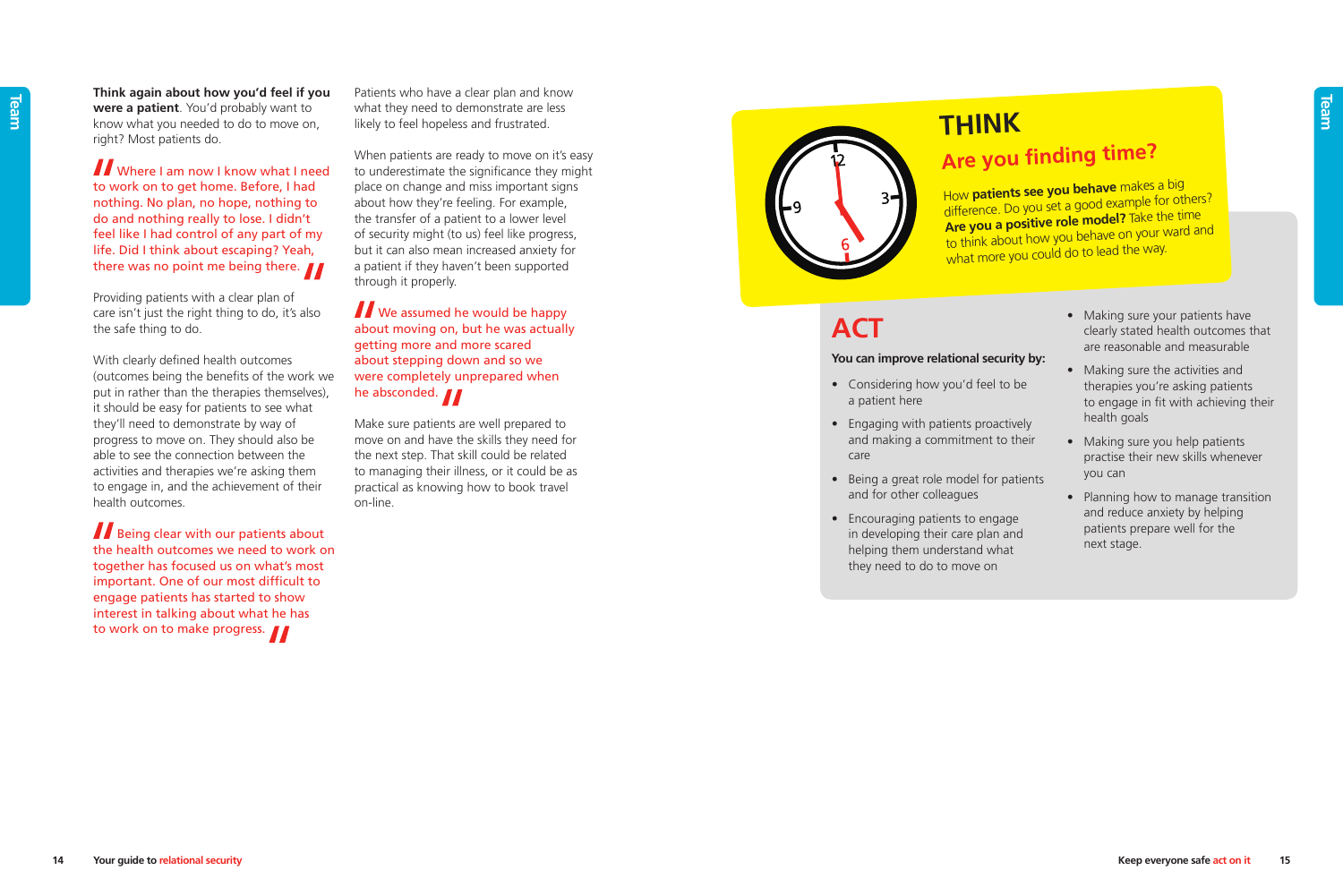**Think again about how you'd feel if you were a patient**. You'd probably want to know what you needed to do to move on, right? Most patients do.

> Where I am now I know what I need to work on to get home. Before, I had nothing. No plan, no hope, nothing to do and nothing really to lose. I didn't feel like I had control of any part of my life. Did I think about escaping? Yeah, there was no point me being there.

Providing patients with a clear plan of care isn't just the right thing to do, it's also the safe thing to do.

With clearly defined health outcomes (outcomes being the benefits of the work we put in rather than the therapies themselves), it should be easy for patients to see what they'll need to demonstrate by way of progress to move on. They should also be able to see the connection between the activities and therapies we're asking them to engage in, and the achievement of their health outcomes.

> Being clear with our patients about the health outcomes we need to work on together has focused us on what's most important. One of our most difficult to engage patients has started to show interest in talking about what he has to work on to make progress.

Patients who have a clear plan and know what they need to demonstrate are less likely to feel hopeless and frustrated.

When patients are ready to move on it's easy to underestimate the significance they might place on change and miss important signs about how they're feeling. For example, the transfer of a patient to a lower level of security might (to us) feel like progress, but it can also mean increased anxiety for a patient if they haven't been supported through it properly.

> We assumed he would be happy about moving on, but he was actually getting more and more scared about stepping down and so we were completely unprepared when he absconded.

Make sure patients are well prepared to move on and have the skills they need for the next step. That skill could be related to managing their illness, or it could be as practical as knowing how to book travel on-line.

## THINK

### Are you finding time?

How **patients see you behave** makes a big difference. Do you set a good example for others? **Are you a positive role model?** Take the time to think about how you behave on your ward and what more you could do to lead the way.

## ACT

**You can improve relational security by:**

- Considering how you'd feel to be a patient here
- Engaging with patients proactively and making a commitment to their care
- Being a great role model for patients and for other colleagues
- Encouraging patients to engage in developing their care plan and helping them understand what they need to do to move on
- Making sure your patients have clearly stated health outcomes that are reasonable and measurable
- Making sure the activities and therapies you're asking patients to engage in fit with achieving their health goals
- Making sure you help patients practise their new skills whenever you can
- Planning how to manage transition and reduce anxiety by helping patients prepare well for the next stage.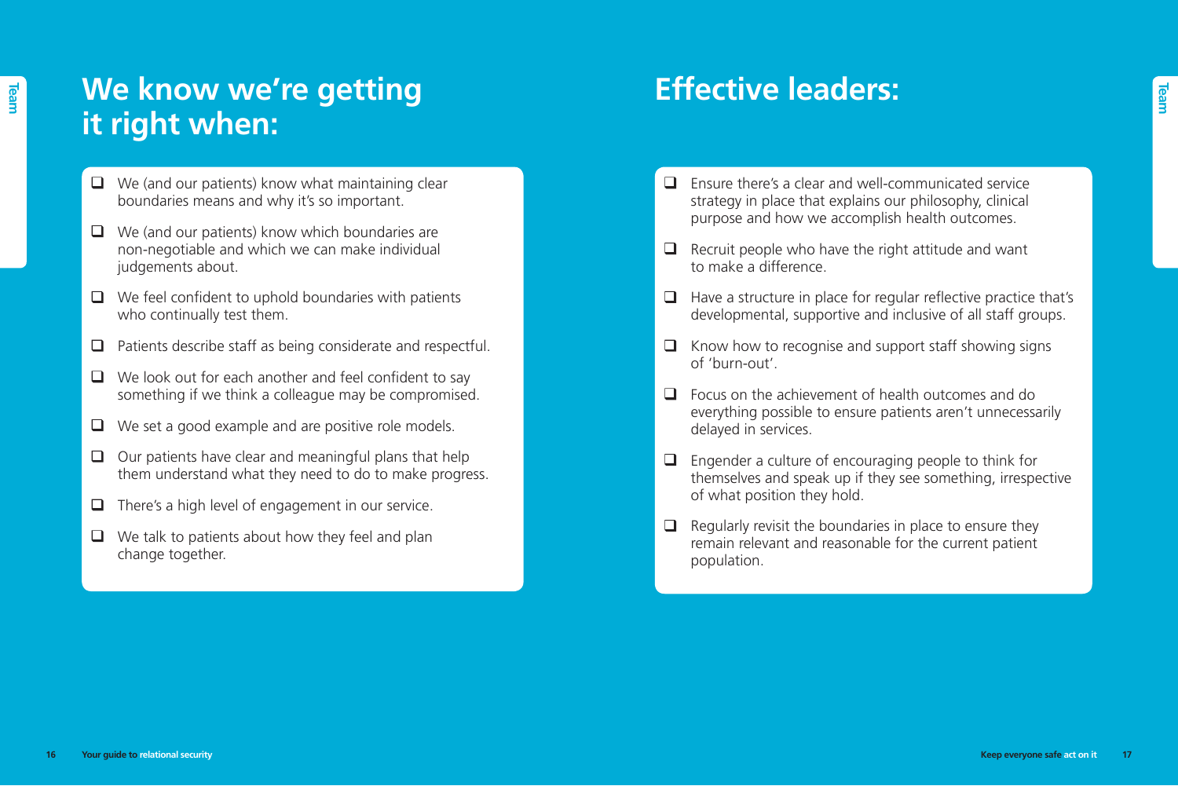# We know we're getting it right when:

- We (and our patients) know what maintaining clear boundaries means and why it's so important.
- We (and our patients) know which boundaries are non-negotiable and which we can make individual judgements about.
- We feel confident to uphold boundaries with patients who continually test them.
- Patients describe staff as being considerate and respectful.
- We look out for each another and feel confident to say something if we think a colleague may be compromised.
- We set a good example and are positive role models.
- Our patients have clear and meaningful plans that help them understand what they need to do to make progress.
- There's a high level of engagement in our service.
- We talk to patients about how they feel and plan change together.

# Effective leaders:

- Ensure there's a clear and well-communicated service strategy in place that explains our philosophy, clinical purpose and how we accomplish health outcomes.
- Recruit people who have the right attitude and want to make a difference.
- Have a structure in place for regular reflective practice that's developmental, supportive and inclusive of all staff groups.
- Know how to recognise and support staff showing signs of 'burn-out'.
- Focus on the achievement of health outcomes and do everything possible to ensure patients aren't unnecessarily delayed in services.
- Engender a culture of encouraging people to think for themselves and speak up if they see something, irrespective of what position they hold.
- Regularly revisit the boundaries in place to ensure they remain relevant and reasonable for the current patient population.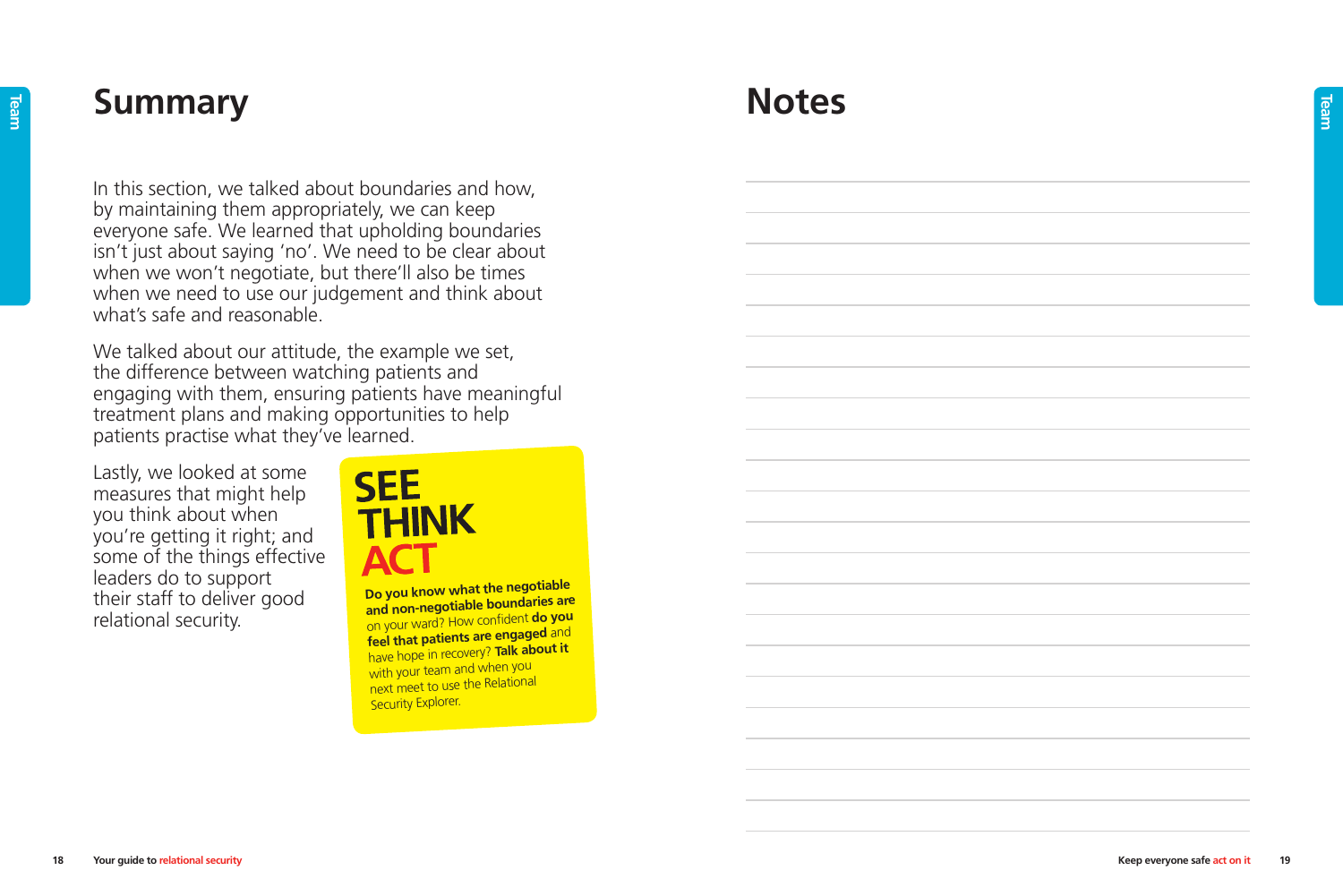# Summary

In this section, we talked about boundaries and how, by maintaining them appropriately, we can keep everyone safe. We learned that upholding boundaries isn't just about saying 'no'. We need to be clear about when we won't negotiate, but there'll also be times when we need to use our judgement and think about what's safe and reasonable.

We talked about our attitude, the example we set, the difference between watching patients and engaging with them, ensuring patients have meaningful treatment plans and making opportunities to help patients practise what they've learned.

Lastly, we looked at some measures that might help you think about when you're getting it right; and some of the things effective leaders do to support their staff to deliver good relational security.

**SEE THINK ACT**

**Do you know what the negotiable and non-negotiable boundaries are** on your ward? How confident **do you feel that patients are engaged** and have hope in recovery? **Talk about it** with your team and when you next meet to use the Relational Security Explorer.

# Notes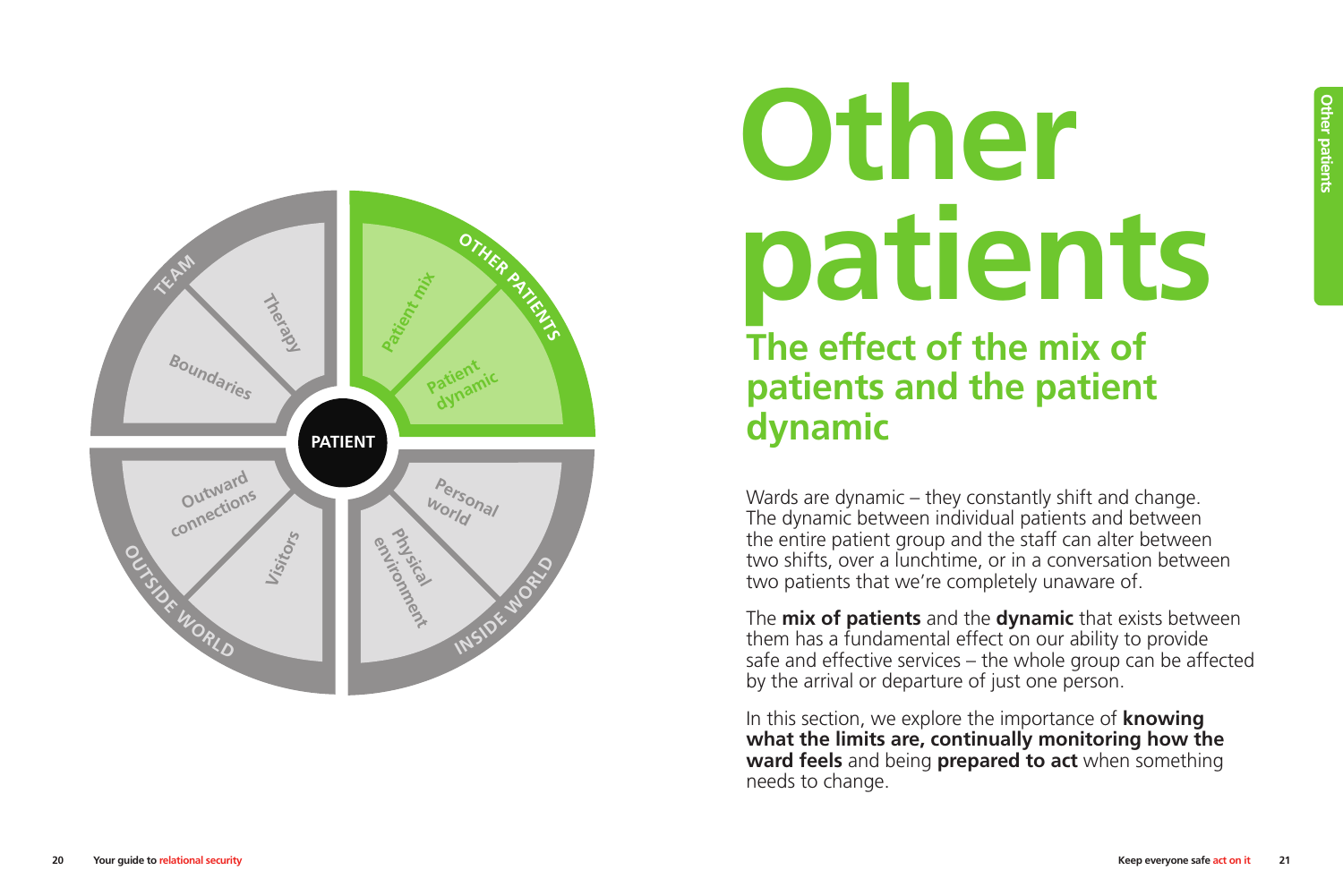# Other patients

## The effect of the mix of patients and the patient dynamic

Wards are dynamic – they constantly shift and change. The dynamic between individual patients and between the entire patient group and the staff can alter between two shifts, over a lunchtime, or in a conversation between two patients that we're completely unaware of.

The **mix of patients** and the **dynamic** that exists between them has a fundamental effect on our ability to provide safe and effective services – the whole group can be affected by the arrival or departure of just one person.

In this section, we explore the importance of **knowing what the limits are, continually monitoring how the ward feels** and being **prepared to act** when something needs to change.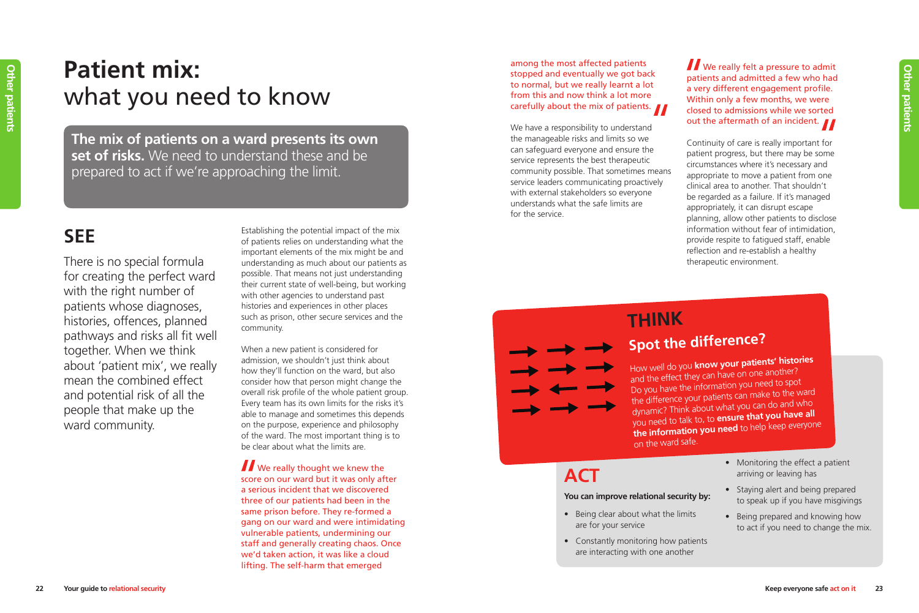# Patient mix: what you need to know

**The mix of patients on a ward presents its own set of risks.** We need to understand these and be prepared to act if we're approaching the limit.

## SEE

There is no special formula for creating the perfect ward with the right number of patients whose diagnoses, histories, offences, planned pathways and risks all fit well together. When we think about 'patient mix', we really mean the combined effect and potential risk of all the people that make up the ward community.

Establishing the potential impact of the mix of patients relies on understanding what the important elements of the mix might be and understanding as much about our patients as possible. That means not just understanding their current state of well-being, but working with other agencies to understand past histories and experiences in other places such as prison, other secure services and the community.

When a new patient is considered for admission, we shouldn't just think about how they'll function on the ward, but also consider how that person might change the overall risk profile of the whole patient group. Every team has its own limits for the risks it's able to manage and sometimes this depends on the purpose, experience and philosophy of the ward. The most important thing is to be clear about what the limits are.

> We really thought we knew the score on our ward but it was only after a serious incident that we discovered three of our patients had been in the same prison before. They re-formed a gang on our ward and were intimidating vulnerable patients, undermining our staff and generally creating chaos. Once we'd taken action, it was like a cloud lifting. The self-harm that emerged among the most affected patients stopped and eventually we got back to normal, but we really learnt a lot from this and now think a lot more carefully about the mix of patients.

We have a responsibility to understand the manageable risks and limits so we can safeguard everyone and ensure the service represents the best therapeutic community possible. That sometimes means service leaders communicating proactively with external stakeholders so everyone understands what the safe limits are for the service.

> We really felt a pressure to admit patients and admitted a few who had a very different engagement profile. Within only a few months, we were closed to admissions while we sorted out the aftermath of an incident.

Continuity of care is really important for patient progress, but there may be some circumstances where it's necessary and appropriate to move a patient from one clinical area to another. That shouldn't be regarded as a failure. If it's managed appropriately, it can disrupt escape planning, allow other patients to disclose information without fear of intimidation, provide respite to fatigued staff, enable reflection and re-establish a healthy therapeutic environment.

## THINK

### Spot the difference?

How well do you **know your patients' histories** and the effect they can have on one another? Do you have the information you need to spot the difference your patients can make to the ward dynamic? Think about what you can do and who you need to talk to, to **ensure that you have all the information you need** to help keep everyone on the ward safe.

## ACT

**You can improve relational security by:**

- Being clear about what the limits are for your service
- Constantly monitoring how patients are interacting with one another
- Monitoring the effect a patient arriving or leaving has
- Staying alert and being prepared to speak up if you have misgivings
- Being prepared and knowing how to act if you need to change the mix.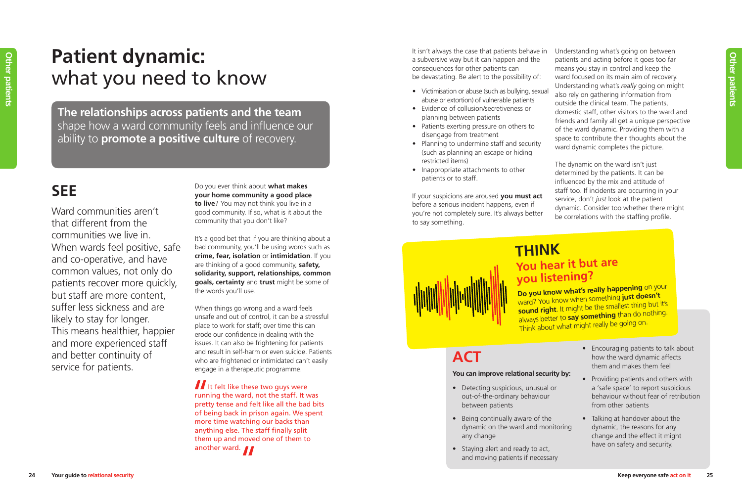# Patient dynamic: what you need to know

**The relationships across patients and the team** shape how a ward community feels and influence our ability to **promote a positive culture** of recovery.

## SEE

Ward communities aren't that different from the communities we live in. When wards feel positive, safe and co-operative, and have common values, not only do patients recover more quickly, but staff are more content, suffer less sickness and are likely to stay for longer. This means healthier, happier and more experienced staff and better continuity of service for patients.

Do you ever think about **what makes your home community a good place to live**? You may not think you live in a good community. If so, what is it about the community that you don't like?

It's a good bet that if you are thinking about a bad community, you'll be using words such as **crime, fear, isolation** or **intimidation**. If you are thinking of a good community, **safety, solidarity, support, relationships, common goals, certainty** and **trust** might be some of the words you'll use.

When things go wrong and a ward feels unsafe and out of control, it can be a stressful place to work for staff; over time this can erode our confidence in dealing with the issues. It can also be frightening for patients and result in self-harm or even suicide. Patients who are frightened or intimidated can't easily engage in a therapeutic programme.

> "It felt like these two guys were running the ward, not the staff. It was pretty tense and felt like all the bad bits of being back in prison again. We spent more time watching our backs than anything else. The staff finally split them up and moved one of them to another ward."

It isn't always the case that patients behave in a subversive way but it can happen and the consequences for other patients can be devastating. Be alert to the possibility of:

- Victimisation or abuse (such as bullying, sexual abuse or extortion) of vulnerable patients
- Evidence of collusion/secretiveness or planning between patients
- Patients exerting pressure on others to disengage from treatment
- Planning to undermine staff and security (such as planning an escape or hiding restricted items)
- Inappropriate attachments to other patients or to staff.

If your suspicions are aroused **you must act** before a serious incident happens, even if you're not completely sure. It's always better to say something.

Understanding what's going on between patients and acting before it goes too far means you stay in control and keep the ward focused on its main aim of recovery. Understanding what's *really* going on might also rely on gathering information from outside the clinical team. The patients, domestic staff, other visitors to the ward and friends and family all get a unique perspective of the ward dynamic. Providing them with a space to contribute their thoughts about the ward dynamic completes the picture.

The dynamic on the ward isn't just determined by the patients. It can be influenced by the mix and attitude of staff too. If incidents are occurring in your service, don't *just* look at the patient dynamic. Consider too whether there might be correlations with the staffing profile.

## THINK

### You hear it but are you listening?

**Do you know what's really happening** on your ward? You know when something **just doesn't sound right**. It might be the smallest thing but it's always better to **say something** than do nothing. Think about what might really be going on.

## ACT

**You can improve relational security by:**

- Detecting suspicious, unusual or out-of-the-ordinary behaviour between patients
- Being continually aware of the dynamic on the ward and monitoring any change
- Staying alert and ready to act, and moving patients if necessary
- Encouraging patients to talk about how the ward dynamic affects them and makes them feel
- Providing patients and others with a 'safe space' to report suspicious behaviour without fear of retribution from other patients
- Talking at handover about the dynamic, the reasons for any change and the effect it might have on safety and security.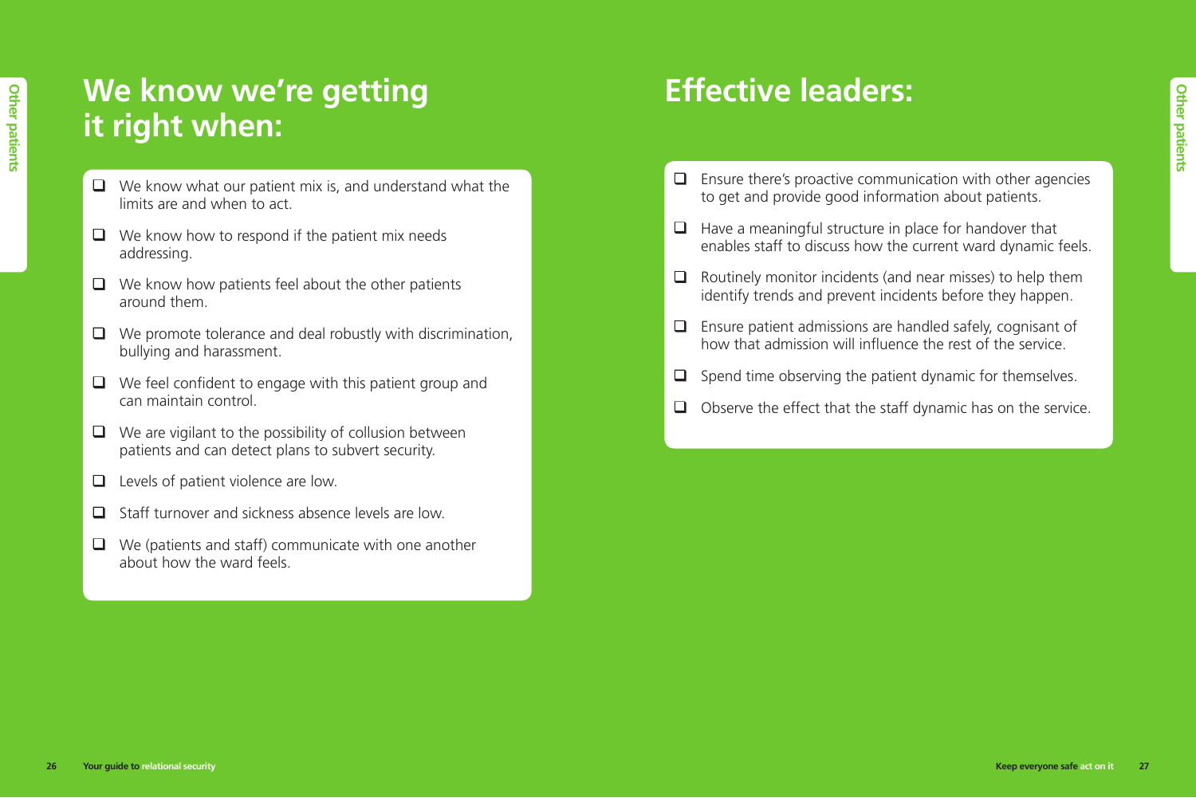# We know we're getting it right when:

- We know what our patient mix is, and understand what the limits are and when to act.
- We know how to respond if the patient mix needs addressing.
- We know how patients feel about the other patients around them.
- We promote tolerance and deal robustly with discrimination, bullying and harassment.
- We feel confident to engage with this patient group and can maintain control.
- We are vigilant to the possibility of collusion between patients and can detect plans to subvert security.
- Levels of patient violence are low.
- Staff turnover and sickness absence levels are low.
- We (patients and staff) communicate with one another about how the ward feels.

# Effective leaders:

- Ensure there's proactive communication with other agencies to get and provide good information about patients.
- Have a meaningful structure in place for handover that enables staff to discuss how the current ward dynamic feels.
- Routinely monitor incidents (and near misses) to help them identify trends and prevent incidents before they happen.
- Ensure patient admissions are handled safely, cognisant of how that admission will influence the rest of the service.
- Spend time observing the patient dynamic for themselves.
- Observe the effect that the staff dynamic has on the service.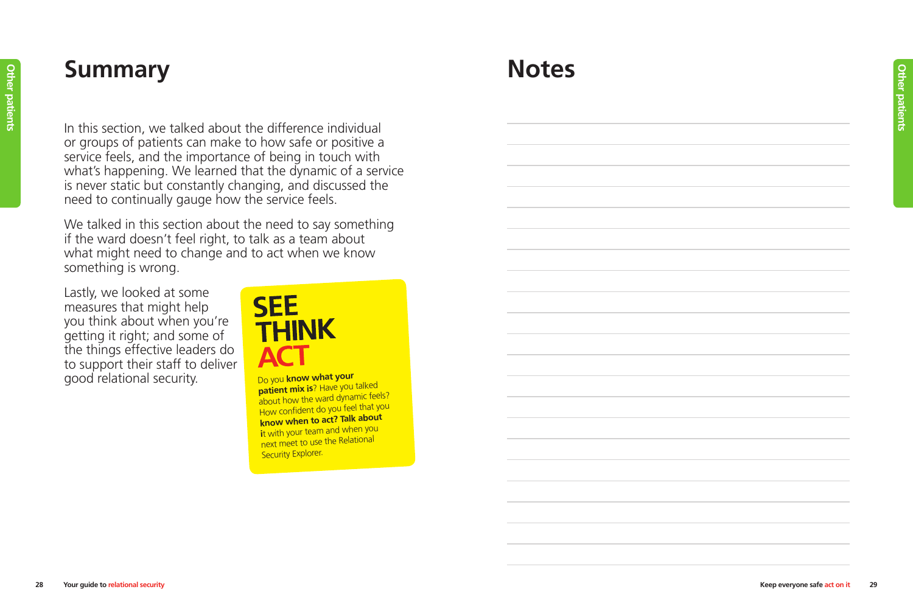# Summary

In this section, we talked about the difference individual or groups of patients can make to how safe or positive a service feels, and the importance of being in touch with what's happening. We learned that the dynamic of a service is never static but constantly changing, and discussed the need to continually gauge how the service feels.

We talked in this section about the need to say something if the ward doesn't feel right, to talk as a team about what might need to change and to act when we know something is wrong.

Lastly, we looked at some measures that might help you think about when you're getting it right; and some of the things effective leaders do to support their staff to deliver good relational security.

**SEE**
**THINK**
**ACT**

Do you **know what your patient mix is**? Have you talked about how the ward dynamic feels? How confident do you feel that you **know when to act? Talk about it** with your team and when you next meet to use the Relational Security Explorer.

# Notes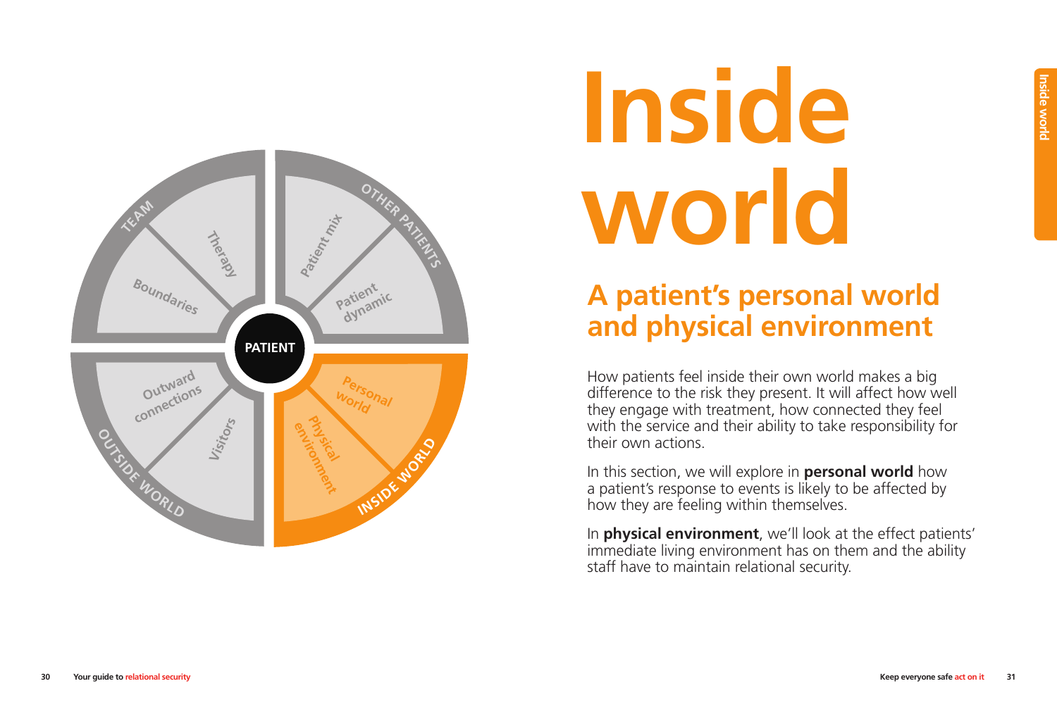PATIENT

TEAM
Therapy
Boundaries

OTHER PATIENTS
Patient mix
Patient dynamic

OUTSIDE WORLD
Outward connections
Visitors

INSIDE WORLD
Personal world
Physical environment

# Inside world

## A patient's personal world and physical environment

How patients feel inside their own world makes a big difference to the risk they present. It will affect how well they engage with treatment, how connected they feel with the service and their ability to take responsibility for their own actions.

In this section, we will explore in **personal world** how a patient's response to events is likely to be affected by how they are feeling within themselves.

In **physical environment**, we'll look at the effect patients' immediate living environment has on them and the ability staff have to maintain relational security.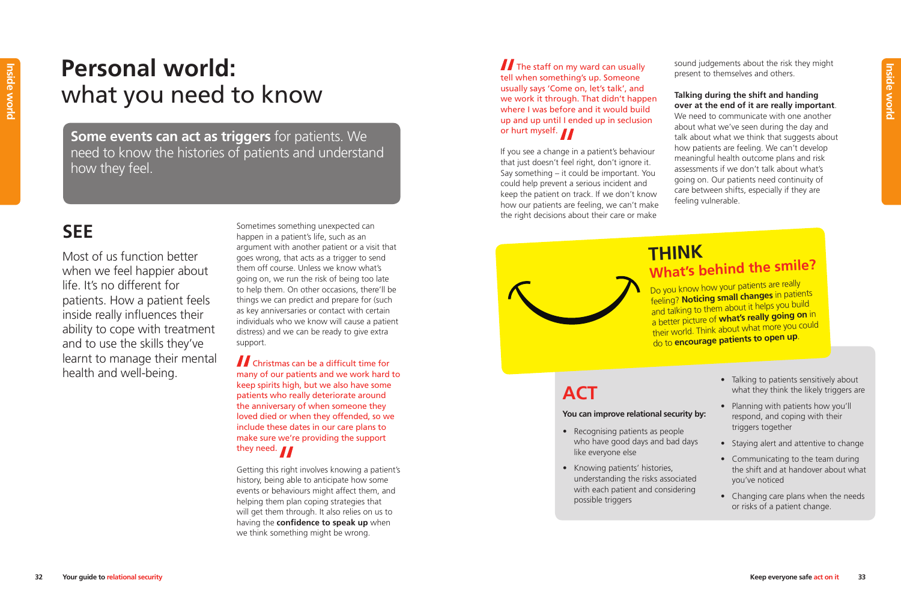# Personal world: what you need to know

**Some events can act as triggers** for patients. We need to know the histories of patients and understand how they feel.

## SEE

Most of us function better when we feel happier about life. It's no different for patients. How a patient feels inside really influences their ability to cope with treatment and to use the skills they've learnt to manage their mental health and well-being.

Sometimes something unexpected can happen in a patient's life, such as an argument with another patient or a visit that goes wrong, that acts as a trigger to send them off course. Unless we know what's going on, we run the risk of being too late to help them. On other occasions, there'll be things we can predict and prepare for (such as key anniversaries or contact with certain individuals who we know will cause a patient distress) and we can be ready to give extra support.

> Christmas can be a difficult time for many of our patients and we work hard to keep spirits high, but we also have some patients who really deteriorate around the anniversary of when someone they loved died or when they offended, so we include these dates in our care plans to make sure we're providing the support they need.

Getting this right involves knowing a patient's history, being able to anticipate how some events or behaviours might affect them, and helping them plan coping strategies that will get them through. It also relies on us to having the **confidence to speak up** when we think something might be wrong.

> The staff on my ward can usually tell when something's up. Someone usually says 'Come on, let's talk', and we work it through. That didn't happen where I was before and it would build up and up until I ended up in seclusion or hurt myself.

If you see a change in a patient's behaviour that just doesn't feel right, don't ignore it. Say something – it could be important. You could help prevent a serious incident and keep the patient on track. If we don't know how our patients are feeling, we can't make the right decisions about their care or make sound judgements about the risk they might present to themselves and others.

**Talking during the shift and handing over at the end of it are really important**. We need to communicate with one another about what we've seen during the day and talk about what we think that suggests about how patients are feeling. We can't develop meaningful health outcome plans and risk assessments if we don't talk about what's going on. Our patients need continuity of care between shifts, especially if they are feeling vulnerable.

## THINK

### What's behind the smile?

Do you know how your patients are really feeling? **Noticing small changes** in patients and talking to them about it helps you build a better picture of **what's really going on** in their world. Think about what more you could do to **encourage patients to open up**.

## ACT

**You can improve relational security by:**

- Recognising patients as people who have good days and bad days like everyone else
- Knowing patients' histories, understanding the risks associated with each patient and considering possible triggers
- Talking to patients sensitively about what they think the likely triggers are
- Planning with patients how you'll respond, and coping with their triggers together
- Staying alert and attentive to change
- Communicating to the team during the shift and at handover about what you've noticed
- Changing care plans when the needs or risks of a patient change.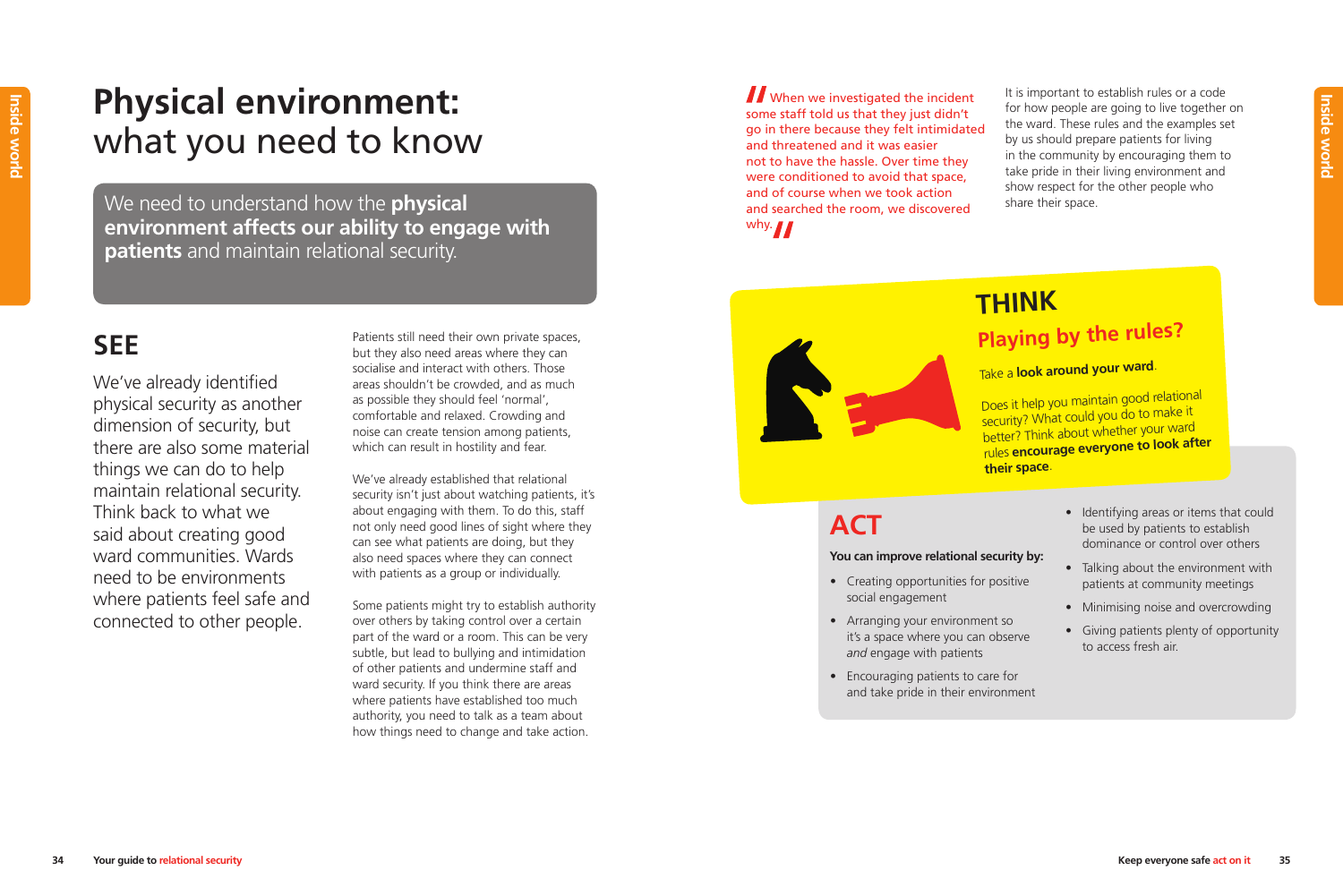# Physical environment: what you need to know

We need to understand how the **physical environment affects our ability to engage with patients** and maintain relational security.

## SEE

We've already identified physical security as another dimension of security, but there are also some material things we can do to help maintain relational security. Think back to what we said about creating good ward communities. Wards need to be environments where patients feel safe and connected to other people.

Patients still need their own private spaces, but they also need areas where they can socialise and interact with others. Those areas shouldn't be crowded, and as much as possible they should feel 'normal', comfortable and relaxed. Crowding and noise can create tension among patients, which can result in hostility and fear.

We've already established that relational security isn't just about watching patients, it's about engaging with them. To do this, staff not only need good lines of sight where they can see what patients are doing, but they also need spaces where they can connect with patients as a group or individually.

Some patients might try to establish authority over others by taking control over a certain part of the ward or a room. This can be very subtle, but lead to bullying and intimidation of other patients and undermine staff and ward security. If you think there are areas where patients have established too much authority, you need to talk as a team about how things need to change and take action.

> When we investigated the incident some staff told us that they just didn't go in there because they felt intimidated and threatened and it was easier not to have the hassle. Over time they were conditioned to avoid that space, and of course when we took action and searched the room, we discovered why.

It is important to establish rules or a code for how people are going to live together on the ward. These rules and the examples set by us should prepare patients for living in the community by encouraging them to take pride in their living environment and show respect for the other people who share their space.

## THINK

### Playing by the rules?

Take a **look around your ward**.

Does it help you maintain good relational security? What could you do to make it better? Think about whether your ward rules **encourage everyone to look after their space**.

## ACT

**You can improve relational security by:**

- Creating opportunities for positive social engagement
- Arranging your environment so it's a space where you can observe *and* engage with patients
- Encouraging patients to care for and take pride in their environment
- Identifying areas or items that could be used by patients to establish dominance or control over others
- Talking about the environment with patients at community meetings
- Minimising noise and overcrowding
- Giving patients plenty of opportunity to access fresh air.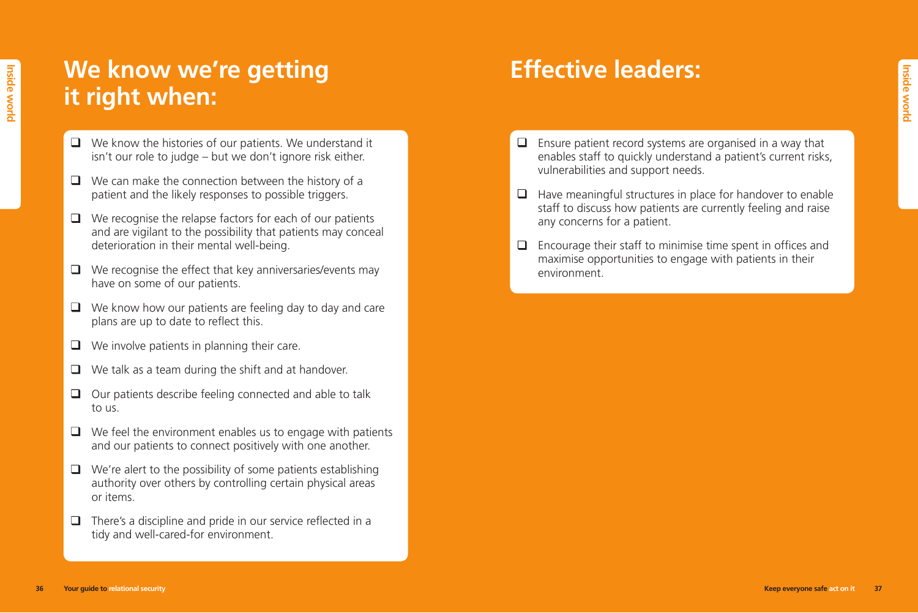## We know we're getting it right when:

- We know the histories of our patients. We understand it isn't our role to judge – but we don't ignore risk either.
- We can make the connection between the history of a patient and the likely responses to possible triggers.
- We recognise the relapse factors for each of our patients and are vigilant to the possibility that patients may conceal deterioration in their mental well-being.
- We recognise the effect that key anniversaries/events may have on some of our patients.
- We know how our patients are feeling day to day and care plans are up to date to reflect this.
- We involve patients in planning their care.
- We talk as a team during the shift and at handover.
- Our patients describe feeling connected and able to talk to us.
- We feel the environment enables us to engage with patients and our patients to connect positively with one another.
- We're alert to the possibility of some patients establishing authority over others by controlling certain physical areas or items.
- There's a discipline and pride in our service reflected in a tidy and well-cared-for environment.

## Effective leaders:

- Ensure patient record systems are organised in a way that enables staff to quickly understand a patient's current risks, vulnerabilities and support needs.
- Have meaningful structures in place for handover to enable staff to discuss how patients are currently feeling and raise any concerns for a patient.
- Encourage their staff to minimise time spent in offices and maximise opportunities to engage with patients in their environment.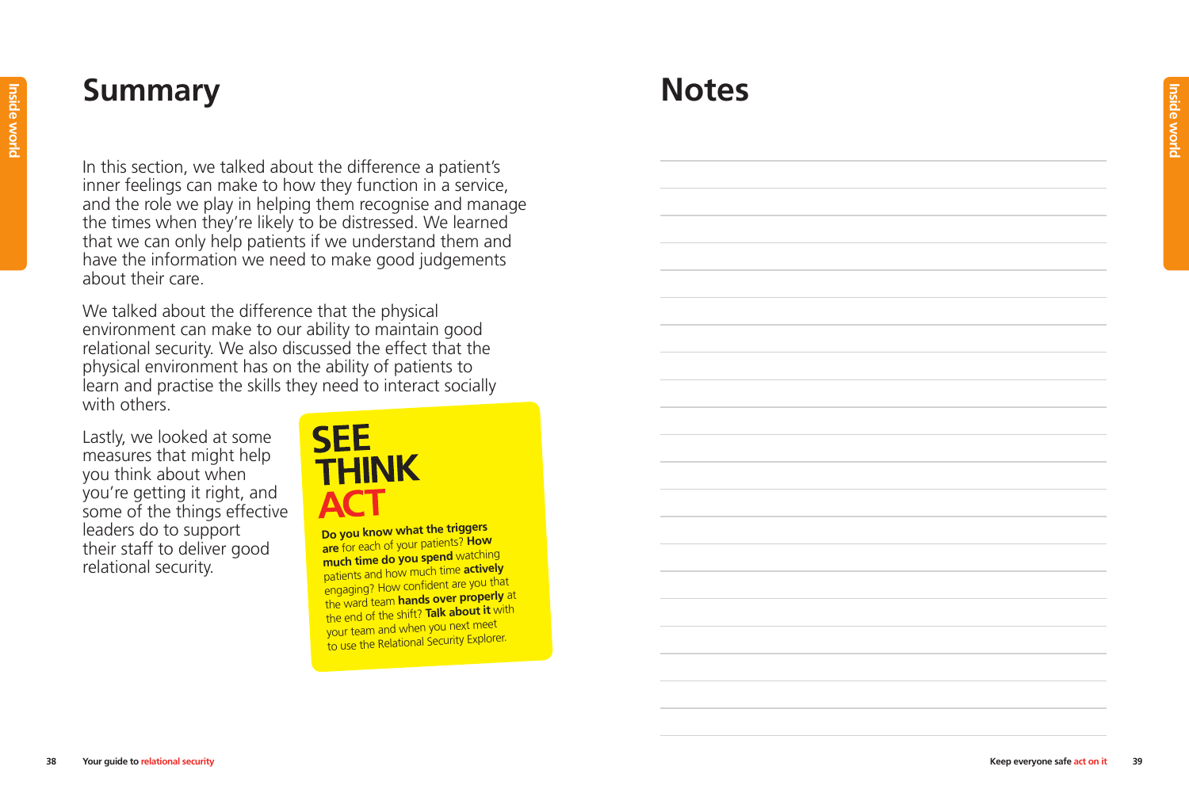# Summary

In this section, we talked about the difference a patient's inner feelings can make to how they function in a service, and the role we play in helping them recognise and manage the times when they're likely to be distressed. We learned that we can only help patients if we understand them and have the information we need to make good judgements about their care.

We talked about the difference that the physical environment can make to our ability to maintain good relational security. We also discussed the effect that the physical environment has on the ability of patients to learn and practise the skills they need to interact socially with others.

Lastly, we looked at some measures that might help you think about when you're getting it right, and some of the things effective leaders do to support their staff to deliver good relational security.

**SEE THINK ACT**

**Do you know what the triggers are** for each of your patients? **How much time do you spend** watching patients and how much time **actively** engaging? How confident are you that the ward team **hands over properly** at the end of the shift? **Talk about it** with your team and when you next meet to use the Relational Security Explorer.

# Notes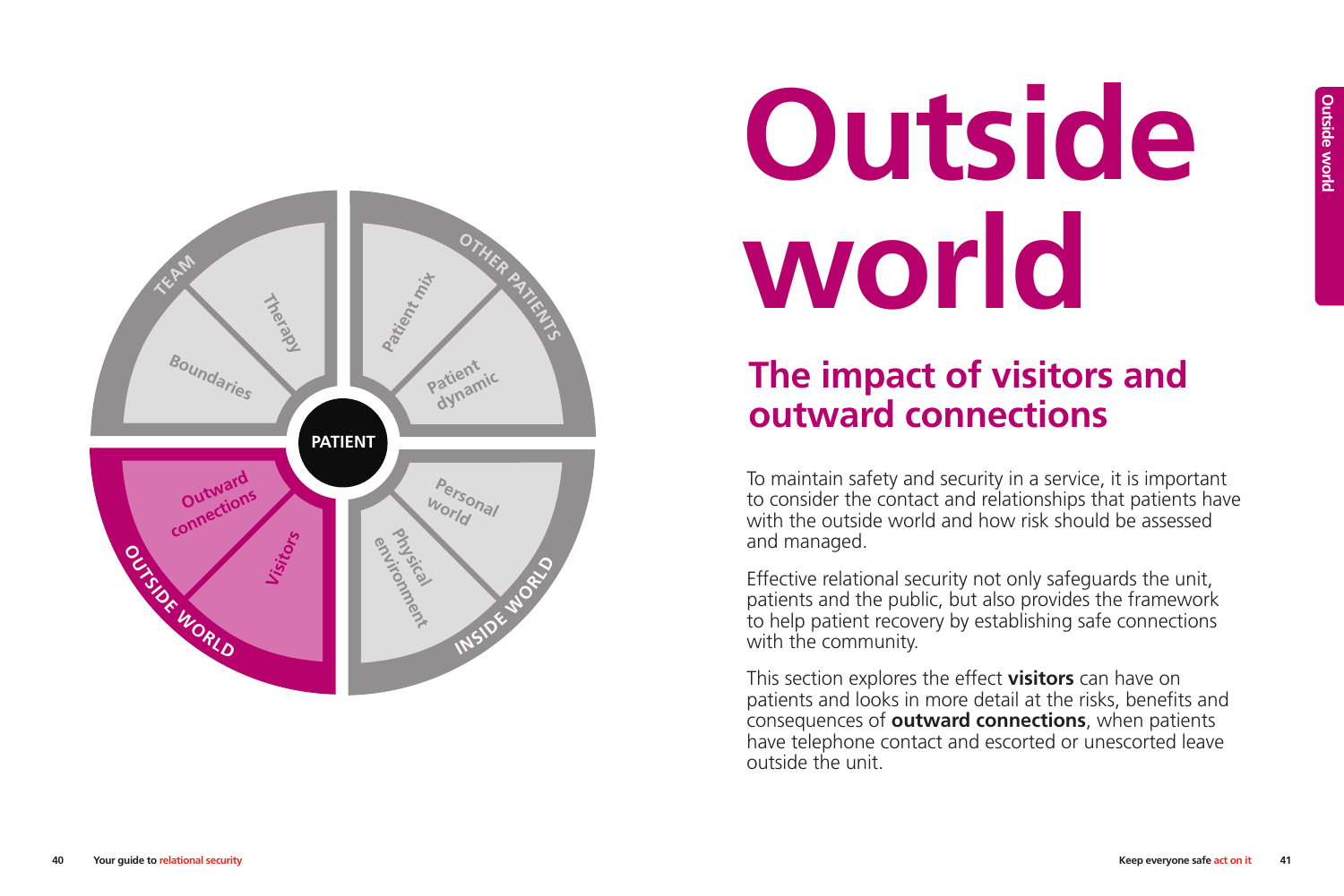# Outside world

## The impact of visitors and outward connections

To maintain safety and security in a service, it is important to consider the contact and relationships that patients have with the outside world and how risk should be assessed and managed.

Effective relational security not only safeguards the unit, patients and the public, but also provides the framework to help patient recovery by establishing safe connections with the community.

This section explores the effect **visitors** can have on patients and looks in more detail at the risks, benefits and consequences of **outward connections**, when patients have telephone contact and escorted or unescorted leave outside the unit.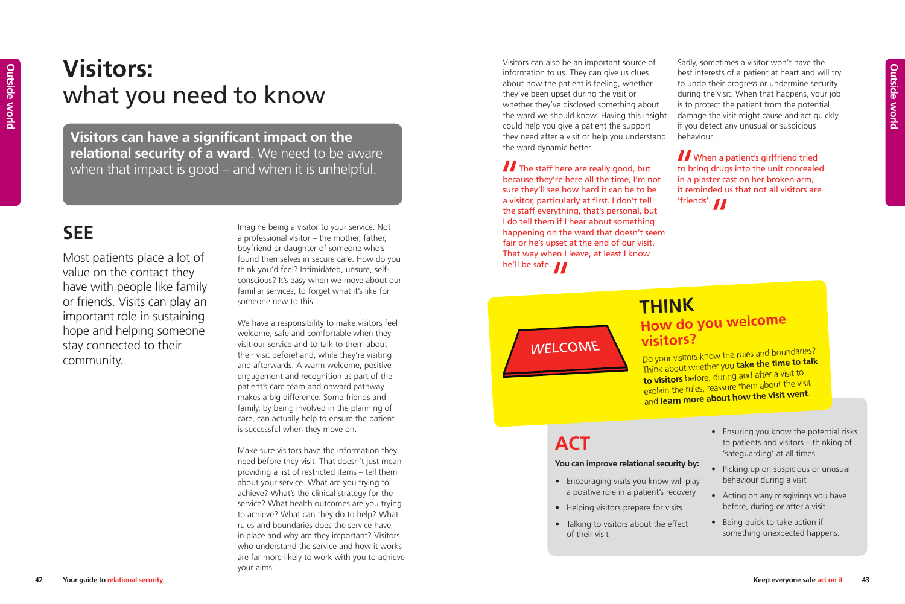# Visitors: what you need to know

**Visitors can have a significant impact on the relational security of a ward**. We need to be aware when that impact is good – and when it is unhelpful.

## SEE

Most patients place a lot of value on the contact they have with people like family or friends. Visits can play an important role in sustaining hope and helping someone stay connected to their community.

Imagine being a visitor to your service. Not a professional visitor – the mother, father, boyfriend or daughter of someone who's found themselves in secure care. How do you think you'd feel? Intimidated, unsure, self-conscious? It's easy when we move about our familiar services, to forget what it's like for someone new to this.

We have a responsibility to make visitors feel welcome, safe and comfortable when they visit our service and to talk to them about their visit beforehand, while they're visiting and afterwards. A warm welcome, positive engagement and recognition as part of the patient's care team and onward pathway makes a big difference. Some friends and family, by being involved in the planning of care, can actually help to ensure the patient is successful when they move on.

Make sure visitors have the information they need before they visit. That doesn't just mean providing a list of restricted items – tell them about your service. What are you trying to achieve? What's the clinical strategy for the service? What health outcomes are you trying to achieve? What can they do to help? What rules and boundaries does the service have in place and why are they important? Visitors who understand the service and how it works are far more likely to work with you to achieve your aims.

Visitors can also be an important source of information to us. They can give us clues about how the patient is feeling, whether they've been upset during the visit or whether they've disclosed something about the ward we should know. Having this insight could help you give a patient the support they need after a visit or help you understand the ward dynamic better.

> The staff here are really good, but because they're here all the time, I'm not sure they'll see how hard it can be to be a visitor, particularly at first. I don't tell the staff everything, that's personal, but I do tell them if I hear about something happening on the ward that doesn't seem fair or he's upset at the end of our visit. That way when I leave, at least I know he'll be safe.

Sadly, sometimes a visitor won't have the best interests of a patient at heart and will try to undo their progress or undermine security during the visit. When that happens, your job is to protect the patient from the potential damage the visit might cause and act quickly if you detect any unusual or suspicious behaviour.

> When a patient's girlfriend tried to bring drugs into the unit concealed in a plaster cast on her broken arm, it reminded us that not all visitors are 'friends'.

## THINK

### How do you welcome visitors?

WELCOME

Do your visitors know the rules and boundaries? Think about whether you **take the time to talk to visitors** before, during and after a visit to explain the rules, reassure them about the visit and **learn more about how the visit went**.

## ACT

**You can improve relational security by:**

- Encouraging visits you know will play a positive role in a patient's recovery
- Helping visitors prepare for visits
- Talking to visitors about the effect of their visit
- Ensuring you know the potential risks to patients and visitors – thinking of 'safeguarding' at all times
- Picking up on suspicious or unusual behaviour during a visit
- Acting on any misgivings you have before, during or after a visit
- Being quick to take action if something unexpected happens.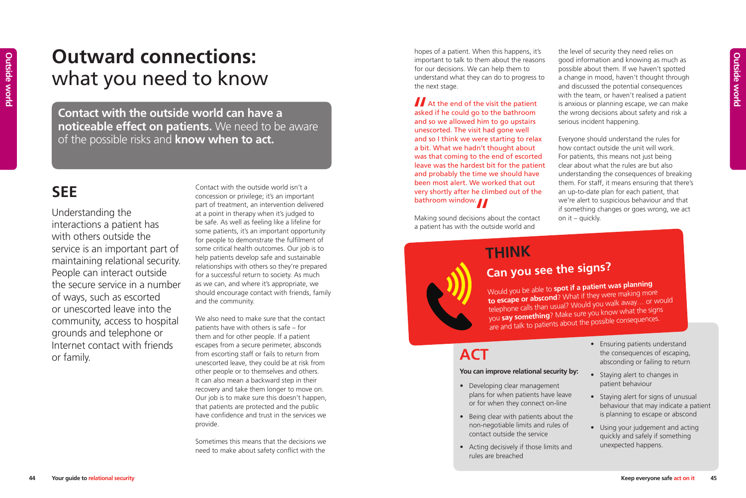# Outward connections: what you need to know

**Contact with the outside world can have a noticeable effect on patients.** We need to be aware of the possible risks and **know when to act.**

## SEE

Understanding the interactions a patient has with others outside the service is an important part of maintaining relational security. People can interact outside the secure service in a number of ways, such as escorted or unescorted leave into the community, access to hospital grounds and telephone or Internet contact with friends or family.

Contact with the outside world isn't a concession or privilege; it's an important part of treatment, an intervention delivered at a point in therapy when it's judged to be safe. As well as feeling like a lifeline for some patients, it's an important opportunity for people to demonstrate the fulfilment of some critical health outcomes. Our job is to help patients develop safe and sustainable relationships with others so they're prepared for a successful return to society. As much as we can, and where it's appropriate, we should encourage contact with friends, family and the community.

We also need to make sure that the contact patients have with others is safe – for them and for other people. If a patient escapes from a secure perimeter, absconds from escorting staff or fails to return from unescorted leave, they could be at risk from other people or to themselves and others. It can also mean a backward step in their recovery and take them longer to move on. Our job is to make sure this doesn't happen, that patients are protected and the public have confidence and trust in the services we provide.

Sometimes this means that the decisions we need to make about safety conflict with the hopes of a patient. When this happens, it's important to talk to them about the reasons for our decisions. We can help them to understand what they can do to progress to the next stage.

> "At the end of the visit the patient asked if he could go to the bathroom and so we allowed him to go upstairs unescorted. The visit had gone well and so I think we were starting to relax a bit. What we hadn't thought about was that coming to the end of escorted leave was the hardest bit for the patient and probably the time we should have been most alert. We worked that out very shortly after he climbed out of the bathroom window."

Making sound decisions about the contact a patient has with the outside world and the level of security they need relies on good information and knowing as much as possible about them. If we haven't spotted a change in mood, haven't thought through and discussed the potential consequences with the team, or haven't realised a patient is anxious or planning escape, we can make the wrong decisions about safety and risk a serious incident happening.

Everyone should understand the rules for how contact outside the unit will work. For patients, this means not just being clear about what the rules are but also understanding the consequences of breaking them. For staff, it means ensuring that there's an up-to-date plan for each patient, that we're alert to suspicious behaviour and that if something changes or goes wrong, we act on it – quickly.

## THINK

### Can you see the signs?

Would you be able to **spot if a patient was planning to escape or abscond**? What if they were making more telephone calls than usual? Would you walk away… or would you **say something**? Make sure you know what the signs are and talk to patients about the possible consequences.

## ACT

**You can improve relational security by:**

- Developing clear management plans for when patients have leave or for when they connect on-line
- Being clear with patients about the non-negotiable limits and rules of contact outside the service
- Acting decisively if those limits and rules are breached
- Ensuring patients understand the consequences of escaping, absconding or failing to return
- Staying alert to changes in patient behaviour
- Staying alert for signs of unusual behaviour that may indicate a patient is planning to escape or abscond
- Using your judgement and acting quickly and safely if something unexpected happens.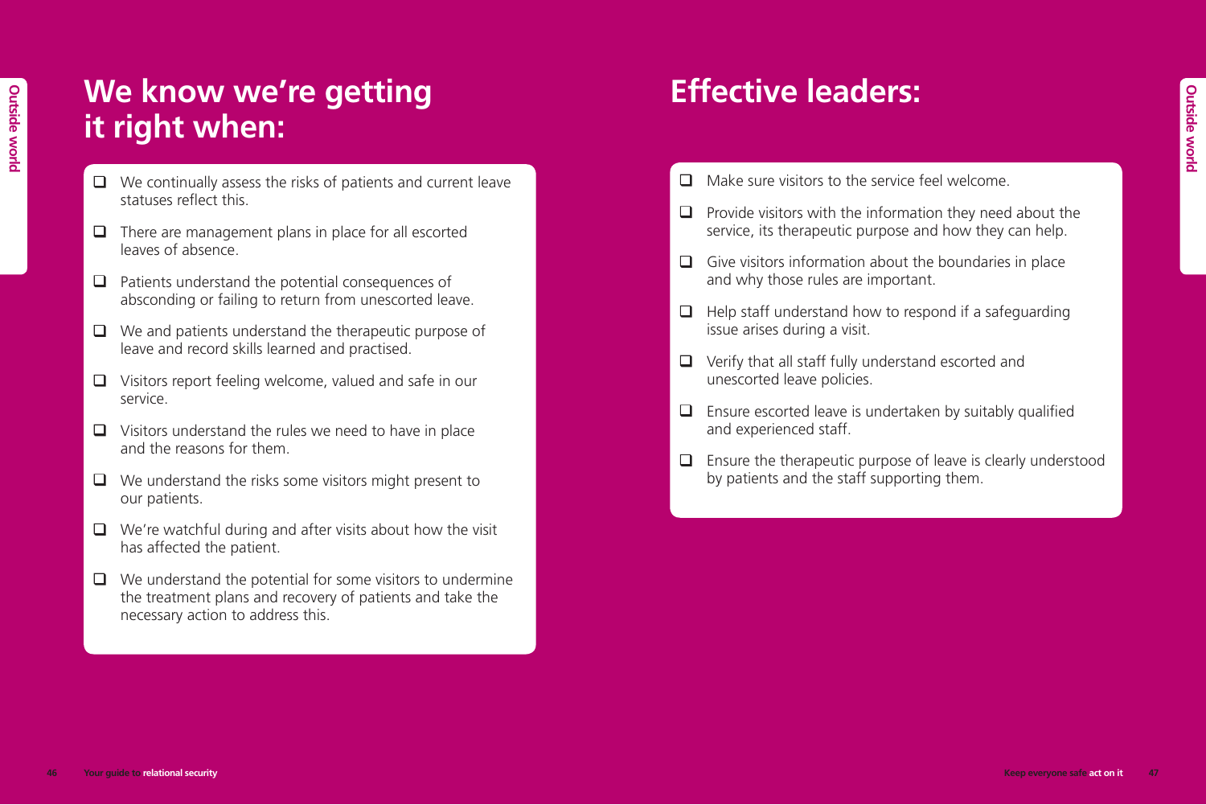# We know we're getting it right when:

- We continually assess the risks of patients and current leave statuses reflect this.
- There are management plans in place for all escorted leaves of absence.
- Patients understand the potential consequences of absconding or failing to return from unescorted leave.
- We and patients understand the therapeutic purpose of leave and record skills learned and practised.
- Visitors report feeling welcome, valued and safe in our service.
- Visitors understand the rules we need to have in place and the reasons for them.
- We understand the risks some visitors might present to our patients.
- We're watchful during and after visits about how the visit has affected the patient.
- We understand the potential for some visitors to undermine the treatment plans and recovery of patients and take the necessary action to address this.

# Effective leaders:

- Make sure visitors to the service feel welcome.
- Provide visitors with the information they need about the service, its therapeutic purpose and how they can help.
- Give visitors information about the boundaries in place and why those rules are important.
- Help staff understand how to respond if a safeguarding issue arises during a visit.
- Verify that all staff fully understand escorted and unescorted leave policies.
- Ensure escorted leave is undertaken by suitably qualified and experienced staff.
- Ensure the therapeutic purpose of leave is clearly understood by patients and the staff supporting them.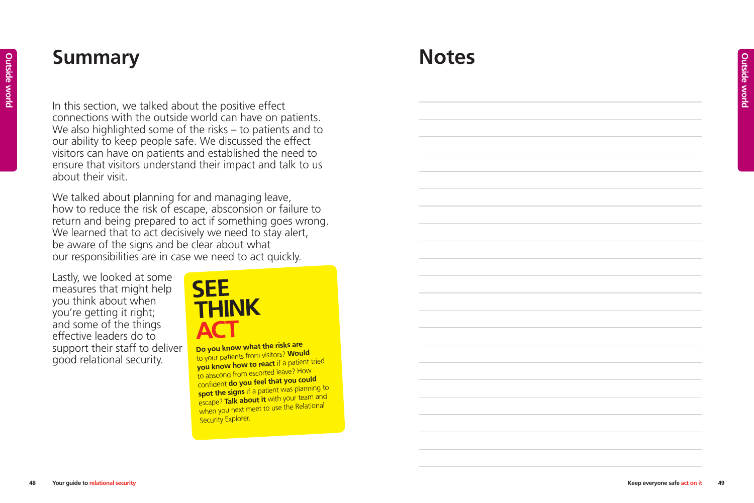# Summary

In this section, we talked about the positive effect connections with the outside world can have on patients. We also highlighted some of the risks – to patients and to our ability to keep people safe. We discussed the effect visitors can have on patients and established the need to ensure that visitors understand their impact and talk to us about their visit.

We talked about planning for and managing leave, how to reduce the risk of escape, abscension or failure to return and being prepared to act if something goes wrong. We learned that to act decisively we need to stay alert, be aware of the signs and be clear about what our responsibilities are in case we need to act quickly.

Lastly, we looked at some measures that might help you think about when you're getting it right; and some of the things effective leaders do to support their staff to deliver good relational security.

**SEE THINK ACT**

**Do you know what the risks are** to your patients from visitors? **Would you know how to react** if a patient tried to abscond from escorted leave? How confident **do you feel that you could spot the signs** if a patient was planning to escape? **Talk about it** with your team and when you next meet to use the Relational Security Explorer.

# Notes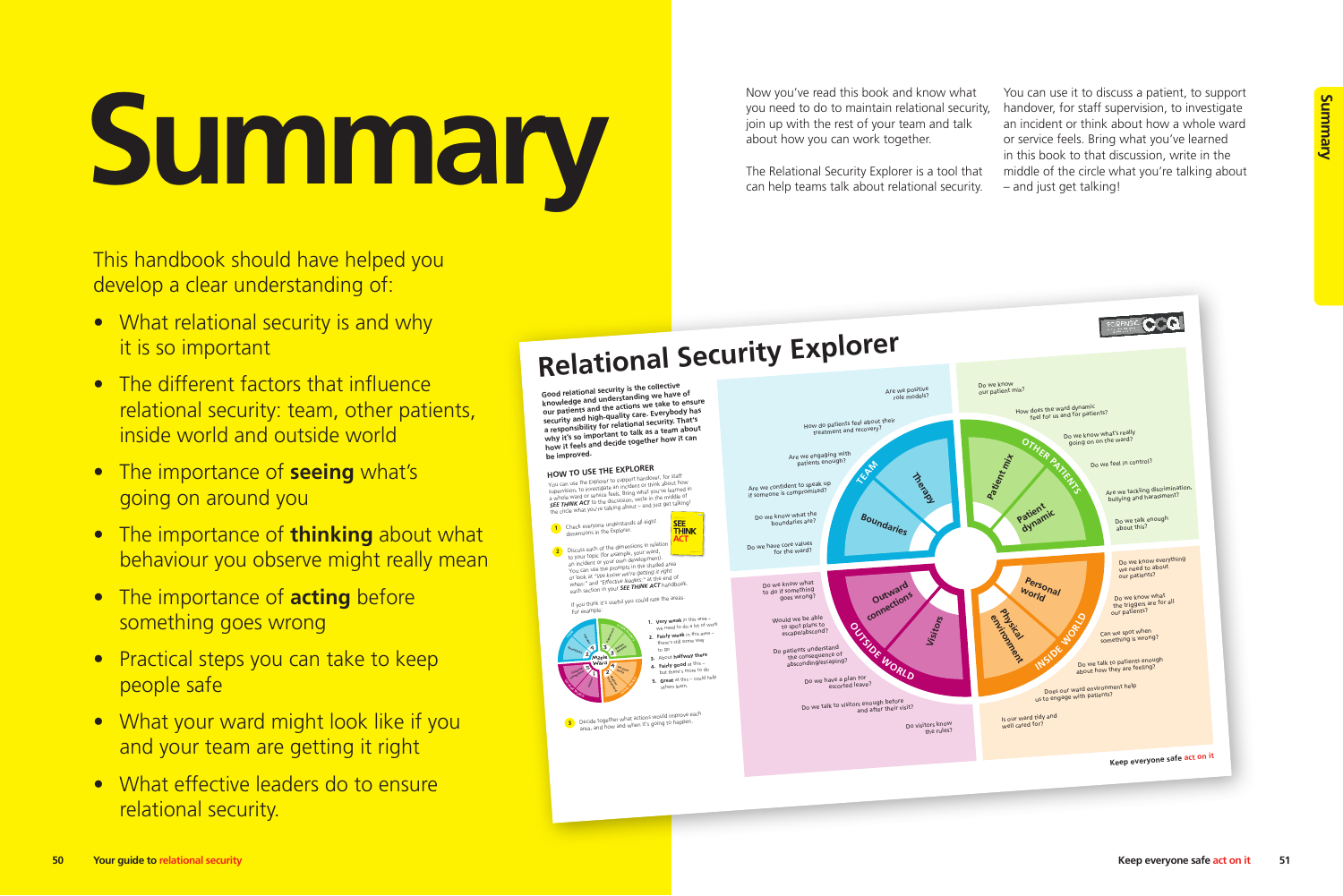# Summary

This handbook should have helped you develop a clear understanding of:

- What relational security is and why it is so important
- The different factors that influence relational security: team, other patients, inside world and outside world
- The importance of **seeing** what's going on around you
- The importance of **thinking** about what behaviour you observe might really mean
- The importance of **acting** before something goes wrong
- Practical steps you can take to keep people safe
- What your ward might look like if you and your team are getting it right
- What effective leaders do to ensure relational security.

Now you've read this book and know what you need to do to maintain relational security, join up with the rest of your team and talk about how you can work together.

The Relational Security Explorer is a tool that can help teams talk about relational security.

You can use it to discuss a patient, to support handover, for staff supervision, to investigate an incident or think about how a whole ward or service feels. Bring what you've learned in this book to that discussion, write in the middle of the circle what you're talking about – and just get talking!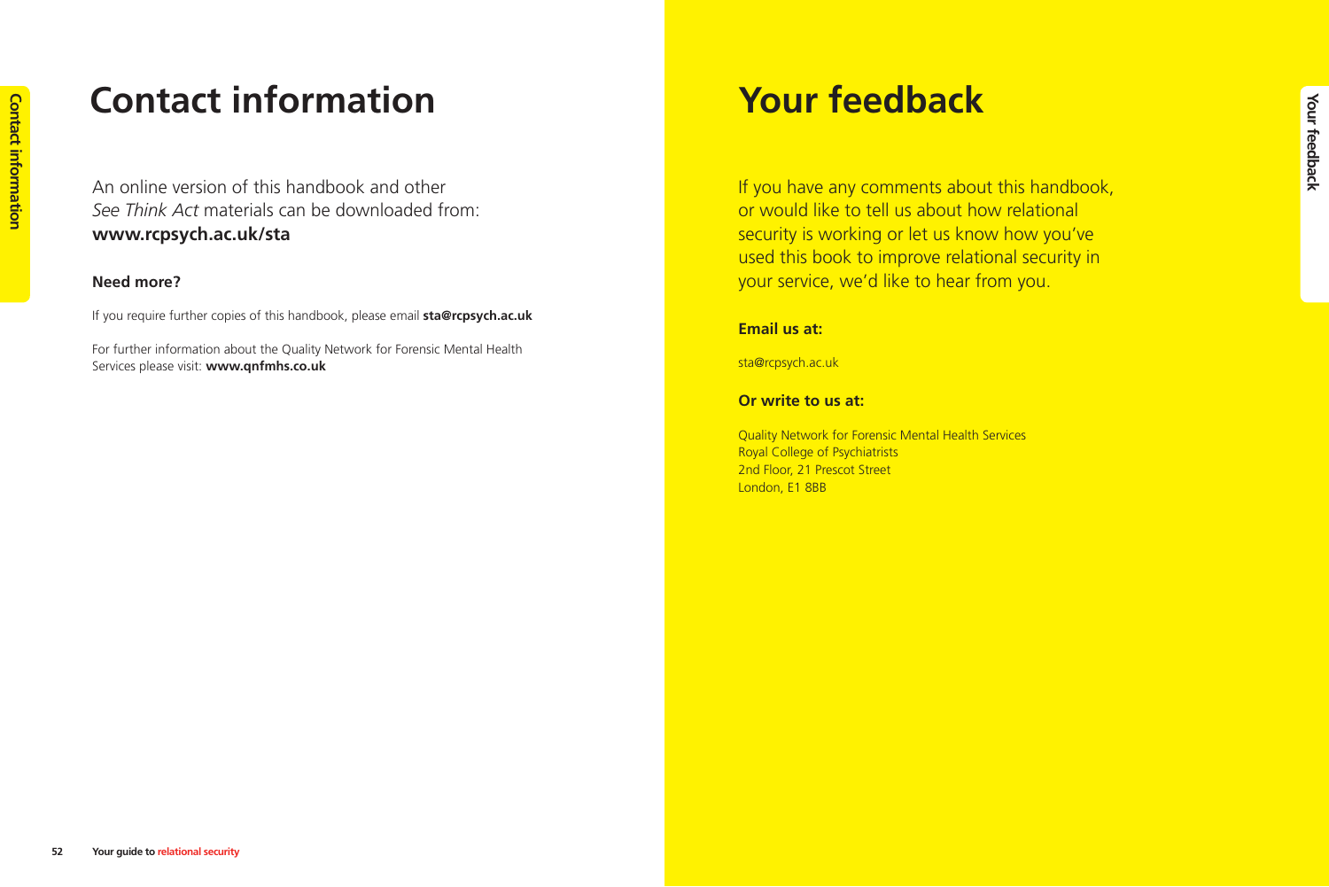# Contact information

An online version of this handbook and other *See Think Act* materials can be downloaded from: **www.rcpsych.ac.uk/sta**

### Need more?

If you require further copies of this handbook, please email **sta@rcpsych.ac.uk**

For further information about the Quality Network for Forensic Mental Health Services please visit: **www.qnfmhs.co.uk**

# Your feedback

If you have any comments about this handbook, or would like to tell us about how relational security is working or let us know how you've used this book to improve relational security in your service, we'd like to hear from you.

### Email us at:

sta@rcpsych.ac.uk

### Or write to us at:

Quality Network for Forensic Mental Health Services
Royal College of Psychiatrists
2nd Floor, 21 Prescot Street
London, E1 8BB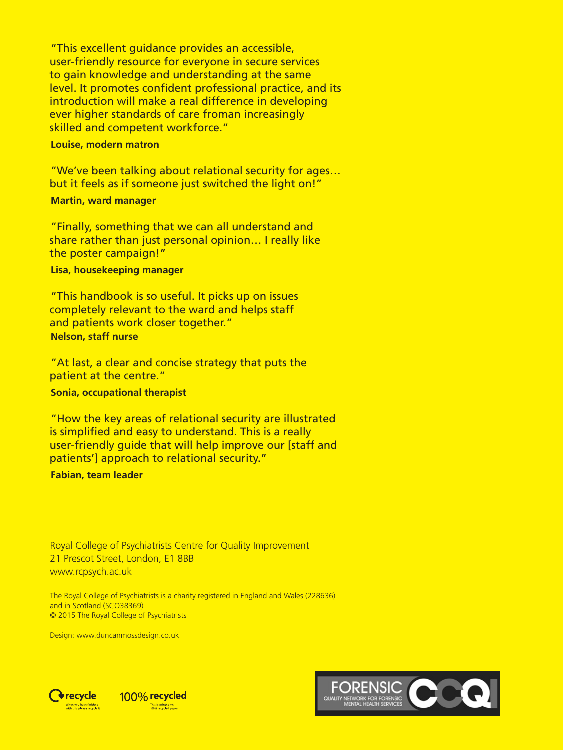"This excellent guidance provides an accessible, user-friendly resource for everyone in secure services to gain knowledge and understanding at the same level. It promotes confident professional practice, and its introduction will make a real difference in developing ever higher standards of care froman increasingly skilled and competent workforce."

**Louise, modern matron**

"We've been talking about relational security for ages… but it feels as if someone just switched the light on!"

**Martin, ward manager**

"Finally, something that we can all understand and share rather than just personal opinion… I really like the poster campaign!"

**Lisa, housekeeping manager**

"This handbook is so useful. It picks up on issues completely relevant to the ward and helps staff and patients work closer together."

**Nelson, staff nurse**

"At last, a clear and concise strategy that puts the patient at the centre."

**Sonia, occupational therapist**

"How the key areas of relational security are illustrated is simplified and easy to understand. This is a really user-friendly guide that will help improve our [staff and patients'] approach to relational security."

**Fabian, team leader**

Royal College of Psychiatrists Centre for Quality Improvement
21 Prescot Street, London, E1 8BB
www.rcpsych.ac.uk

The Royal College of Psychiatrists is a charity registered in England and Wales (228636) and in Scotland (SCO38369)
© 2015 The Royal College of Psychiatrists

Design: www.duncanmossdesign.co.uk

recycle
When you have finished with this please recycle it

100% recycled
This is printed on 100% recycled paper

FORENSIC
QUALITY NETWORK FOR FORENSIC MENTAL HEALTH SERVICES
CCQI